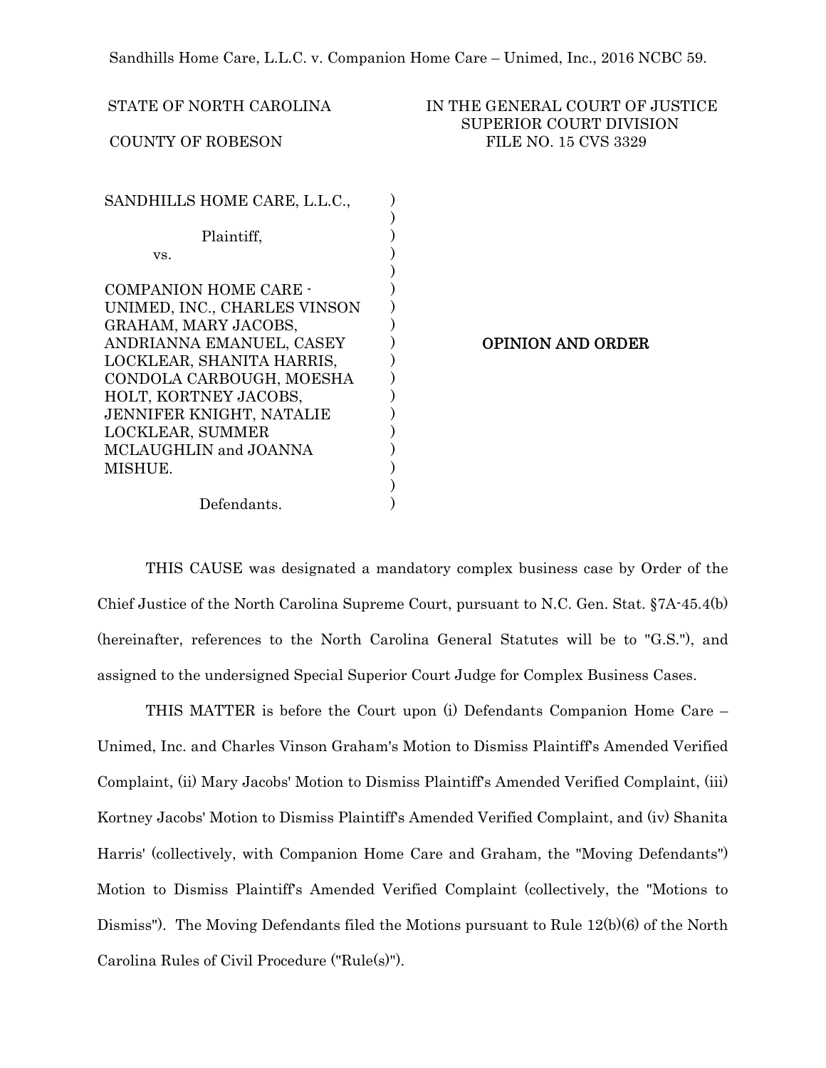Sandhills Home Care, L.L.C. v. Companion Home Care – Unimed, Inc., 2016 NCBC 59.

STATE OF NORTH CAROLINA

COUNTY OF ROBESON

IN THE GENERAL COURT OF JUSTICE
SUPERIOR COURT DIVISION
FILE NO. 15 CVS 3329

SANDHILLS HOME CARE, L.L.C.,

Plaintiff,

vs.

COMPANION HOME CARE - UNIMED, INC., CHARLES VINSON GRAHAM, MARY JACOBS, ANDRIANNA EMANUEL, CASEY LOCKLEAR, SHANITA HARRIS, CONDOLA CARBOUGH, MOESHA HOLT, KORTNEY JACOBS, JENNIFER KNIGHT, NATALIE LOCKLEAR, SUMMER MCLAUGHLIN and JOANNA MISHUE.

Defendants.

## OPINION AND ORDER

THIS CAUSE was designated a mandatory complex business case by Order of the Chief Justice of the North Carolina Supreme Court, pursuant to N.C. Gen. Stat. §7A-45.4(b) (hereinafter, references to the North Carolina General Statutes will be to "G.S."), and assigned to the undersigned Special Superior Court Judge for Complex Business Cases.

THIS MATTER is before the Court upon (i) Defendants Companion Home Care – Unimed, Inc. and Charles Vinson Graham's Motion to Dismiss Plaintiff's Amended Verified Complaint, (ii) Mary Jacobs' Motion to Dismiss Plaintiff's Amended Verified Complaint, (iii) Kortney Jacobs' Motion to Dismiss Plaintiff's Amended Verified Complaint, and (iv) Shanita Harris' (collectively, with Companion Home Care and Graham, the "Moving Defendants") Motion to Dismiss Plaintiff's Amended Verified Complaint (collectively, the "Motions to Dismiss"). The Moving Defendants filed the Motions pursuant to Rule 12(b)(6) of the North Carolina Rules of Civil Procedure ("Rule(s)").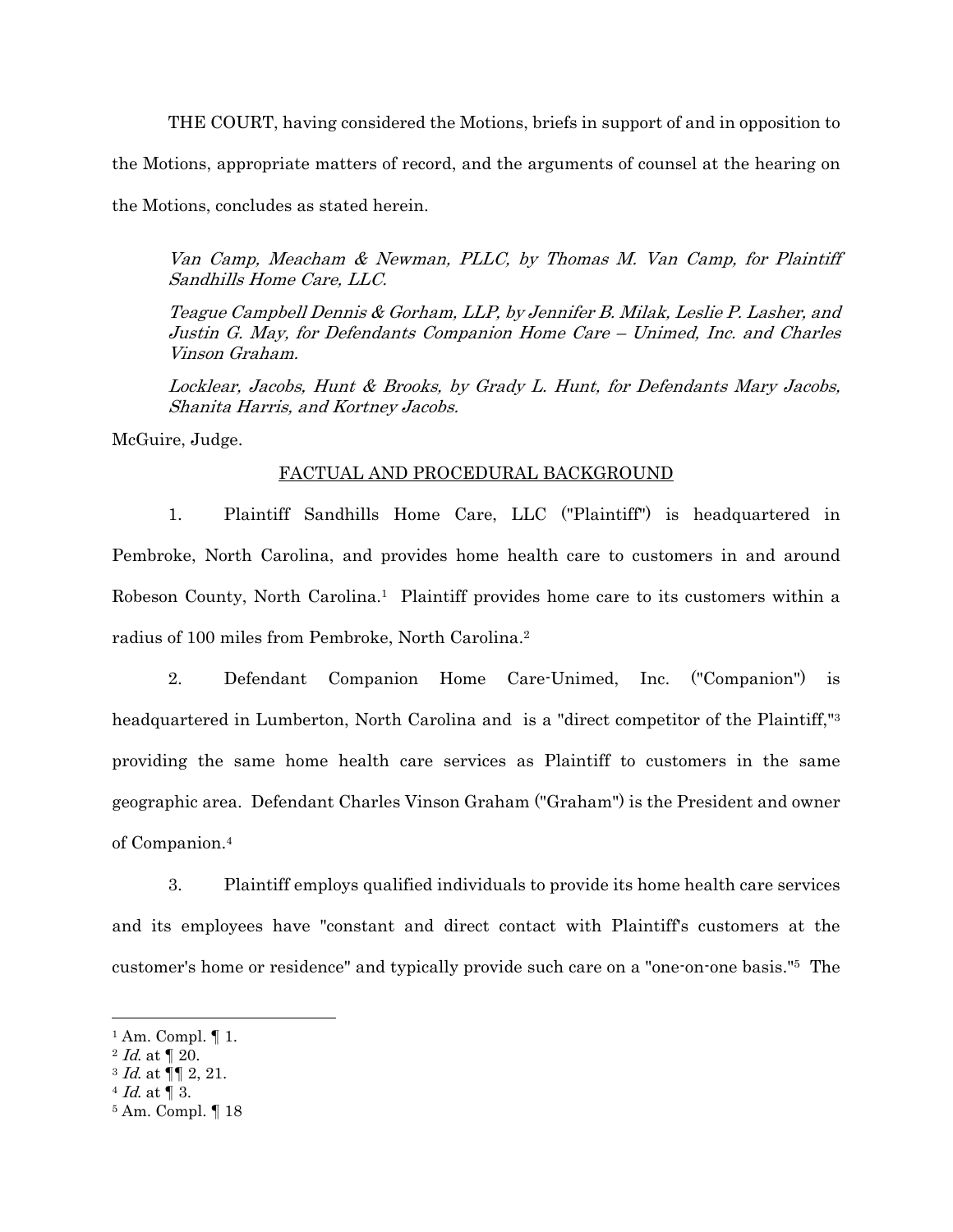THE COURT, having considered the Motions, briefs in support of and in opposition to the Motions, appropriate matters of record, and the arguments of counsel at the hearing on the Motions, concludes as stated herein.

*Van Camp, Meacham & Newman, PLLC, by Thomas M. Van Camp, for Plaintiff Sandhills Home Care, LLC.*

*Teague Campbell Dennis & Gorham, LLP, by Jennifer B. Milak, Leslie P. Lasher, and Justin G. May, for Defendants Companion Home Care – Unimed, Inc. and Charles Vinson Graham.*

*Locklear, Jacobs, Hunt & Brooks, by Grady L. Hunt, for Defendants Mary Jacobs, Shanita Harris, and Kortney Jacobs.*

McGuire, Judge.

FACTUAL AND PROCEDURAL BACKGROUND

1. Plaintiff Sandhills Home Care, LLC ("Plaintiff") is headquartered in Pembroke, North Carolina, and provides home health care to customers in and around Robeson County, North Carolina.[1] Plaintiff provides home care to its customers within a radius of 100 miles from Pembroke, North Carolina.[2]

2. Defendant Companion Home Care-Unimed, Inc. ("Companion") is headquartered in Lumberton, North Carolina and is a "direct competitor of the Plaintiff,"[3] providing the same home health care services as Plaintiff to customers in the same geographic area. Defendant Charles Vinson Graham ("Graham") is the President and owner of Companion.[4]

3. Plaintiff employs qualified individuals to provide its home health care services and its employees have "constant and direct contact with Plaintiff's customers at the customer's home or residence" and typically provide such care on a "one-on-one basis."[5] The

[1] Am. Compl. ¶ 1.
[2] *Id.* at ¶ 20.
[3] *Id.* at ¶¶ 2, 21.
[4] *Id.* at ¶ 3.
[5] Am. Compl. ¶ 18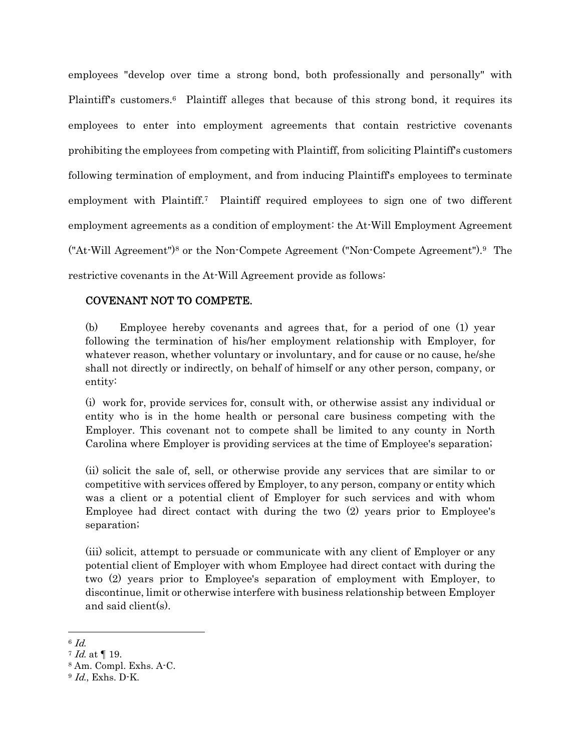employees "develop over time a strong bond, both professionally and personally" with Plaintiff's customers.[6] Plaintiff alleges that because of this strong bond, it requires its employees to enter into employment agreements that contain restrictive covenants prohibiting the employees from competing with Plaintiff, from soliciting Plaintiff's customers following termination of employment, and from inducing Plaintiff's employees to terminate employment with Plaintiff.[7] Plaintiff required employees to sign one of two different employment agreements as a condition of employment: the At-Will Employment Agreement ("At-Will Agreement")[8] or the Non-Compete Agreement ("Non-Compete Agreement").[9] The restrictive covenants in the At-Will Agreement provide as follows:

> COVENANT NOT TO COMPETE.
>
> (b) Employee hereby covenants and agrees that, for a period of one (1) year following the termination of his/her employment relationship with Employer, for whatever reason, whether voluntary or involuntary, and for cause or no cause, he/she shall not directly or indirectly, on behalf of himself or any other person, company, or entity:
>
> (i) work for, provide services for, consult with, or otherwise assist any individual or entity who is in the home health or personal care business competing with the Employer. This covenant not to compete shall be limited to any county in North Carolina where Employer is providing services at the time of Employee's separation;
>
> (ii) solicit the sale of, sell, or otherwise provide any services that are similar to or competitive with services offered by Employer, to any person, company or entity which was a client or a potential client of Employer for such services and with whom Employee had direct contact with during the two (2) years prior to Employee's separation;
>
> (iii) solicit, attempt to persuade or communicate with any client of Employer or any potential client of Employer with whom Employee had direct contact with during the two (2) years prior to Employee's separation of employment with Employer, to discontinue, limit or otherwise interfere with business relationship between Employer and said client(s).

---

[6] *Id.*

[7] *Id.* at ¶ 19.

[8] Am. Compl. Exhs. A-C.

[9] *Id.*, Exhs. D-K.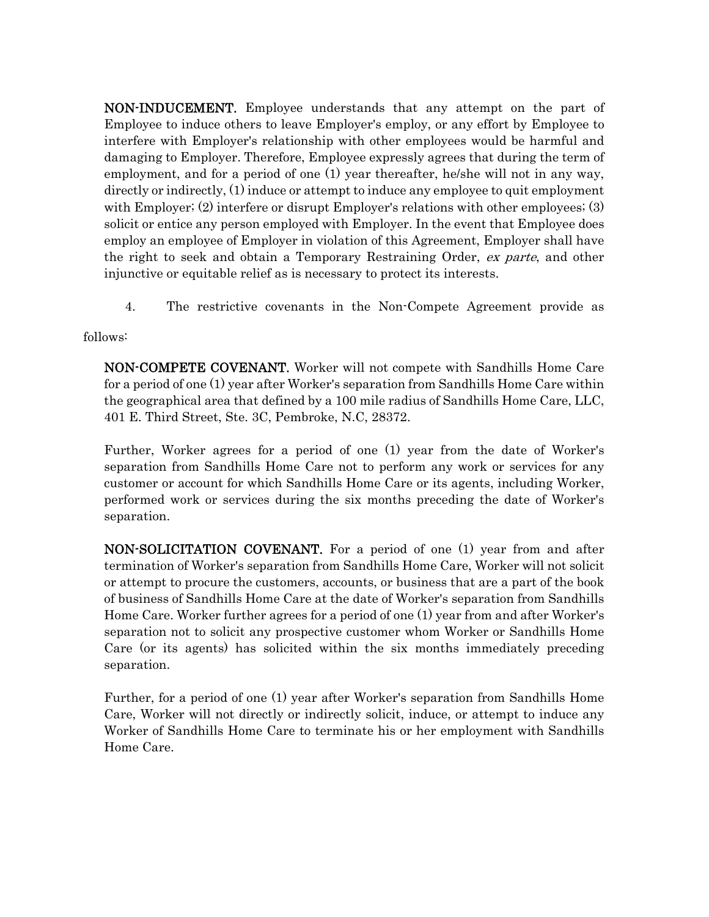> **NON-INDUCEMENT.** Employee understands that any attempt on the part of Employee to induce others to leave Employer's employ, or any effort by Employee to interfere with Employer's relationship with other employees would be harmful and damaging to Employer. Therefore, Employee expressly agrees that during the term of employment, and for a period of one (1) year thereafter, he/she will not in any way, directly or indirectly, (1) induce or attempt to induce any employee to quit employment with Employer; (2) interfere or disrupt Employer's relations with other employees; (3) solicit or entice any person employed with Employer. In the event that Employee does employ an employee of Employer in violation of this Agreement, Employer shall have the right to seek and obtain a Temporary Restraining Order, *ex parte*, and other injunctive or equitable relief as is necessary to protect its interests.

4. The restrictive covenants in the Non-Compete Agreement provide as follows:

> **NON-COMPETE COVENANT.** Worker will not compete with Sandhills Home Care for a period of one (1) year after Worker's separation from Sandhills Home Care within the geographical area that defined by a 100 mile radius of Sandhills Home Care, LLC, 401 E. Third Street, Ste. 3C, Pembroke, N.C, 28372.
>
> Further, Worker agrees for a period of one (1) year from the date of Worker's separation from Sandhills Home Care not to perform any work or services for any customer or account for which Sandhills Home Care or its agents, including Worker, performed work or services during the six months preceding the date of Worker's separation.
>
> **NON-SOLICITATION COVENANT.** For a period of one (1) year from and after termination of Worker's separation from Sandhills Home Care, Worker will not solicit or attempt to procure the customers, accounts, or business that are a part of the book of business of Sandhills Home Care at the date of Worker's separation from Sandhills Home Care. Worker further agrees for a period of one (1) year from and after Worker's separation not to solicit any prospective customer whom Worker or Sandhills Home Care (or its agents) has solicited within the six months immediately preceding separation.
>
> Further, for a period of one (1) year after Worker's separation from Sandhills Home Care, Worker will not directly or indirectly solicit, induce, or attempt to induce any Worker of Sandhills Home Care to terminate his or her employment with Sandhills Home Care.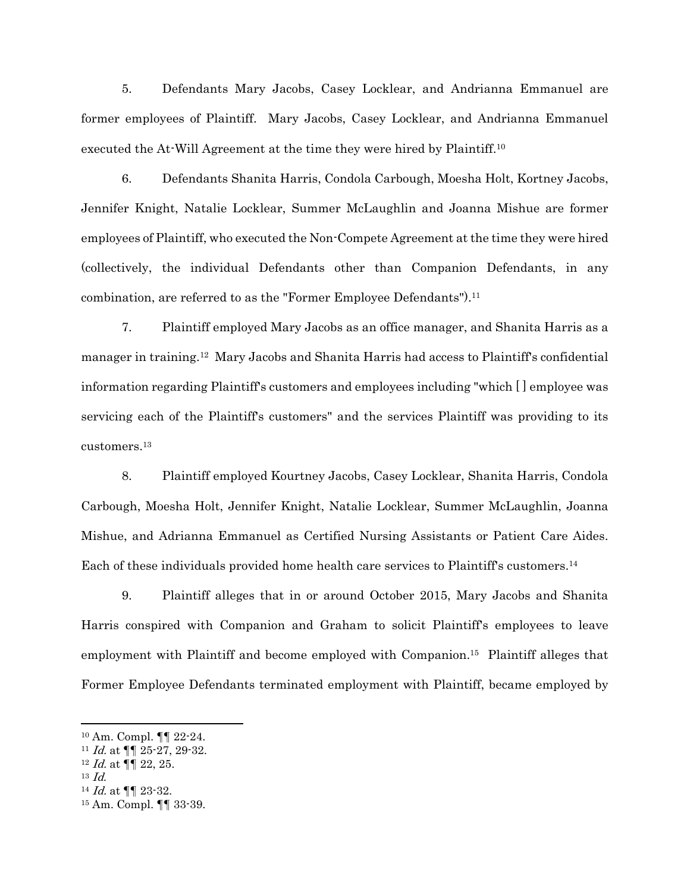5. Defendants Mary Jacobs, Casey Locklear, and Andrianna Emmanuel are former employees of Plaintiff. Mary Jacobs, Casey Locklear, and Andrianna Emmanuel executed the At-Will Agreement at the time they were hired by Plaintiff.[10]

6. Defendants Shanita Harris, Condola Carbough, Moesha Holt, Kortney Jacobs, Jennifer Knight, Natalie Locklear, Summer McLaughlin and Joanna Mishue are former employees of Plaintiff, who executed the Non-Compete Agreement at the time they were hired (collectively, the individual Defendants other than Companion Defendants, in any combination, are referred to as the "Former Employee Defendants").[11]

7. Plaintiff employed Mary Jacobs as an office manager, and Shanita Harris as a manager in training.[12] Mary Jacobs and Shanita Harris had access to Plaintiff's confidential information regarding Plaintiff's customers and employees including "which [ ] employee was servicing each of the Plaintiff's customers" and the services Plaintiff was providing to its customers.[13]

8. Plaintiff employed Kourtney Jacobs, Casey Locklear, Shanita Harris, Condola Carbough, Moesha Holt, Jennifer Knight, Natalie Locklear, Summer McLaughlin, Joanna Mishue, and Adrianna Emmanuel as Certified Nursing Assistants or Patient Care Aides. Each of these individuals provided home health care services to Plaintiff's customers.[14]

9. Plaintiff alleges that in or around October 2015, Mary Jacobs and Shanita Harris conspired with Companion and Graham to solicit Plaintiff's employees to leave employment with Plaintiff and become employed with Companion.[15] Plaintiff alleges that Former Employee Defendants terminated employment with Plaintiff, became employed by

---

[10] Am. Compl. ¶¶ 22-24.

[11] *Id.* at ¶¶ 25-27, 29-32.

[12] *Id.* at ¶¶ 22, 25.

[13] *Id.*

[14] *Id.* at ¶¶ 23-32.

[15] Am. Compl. ¶¶ 33-39.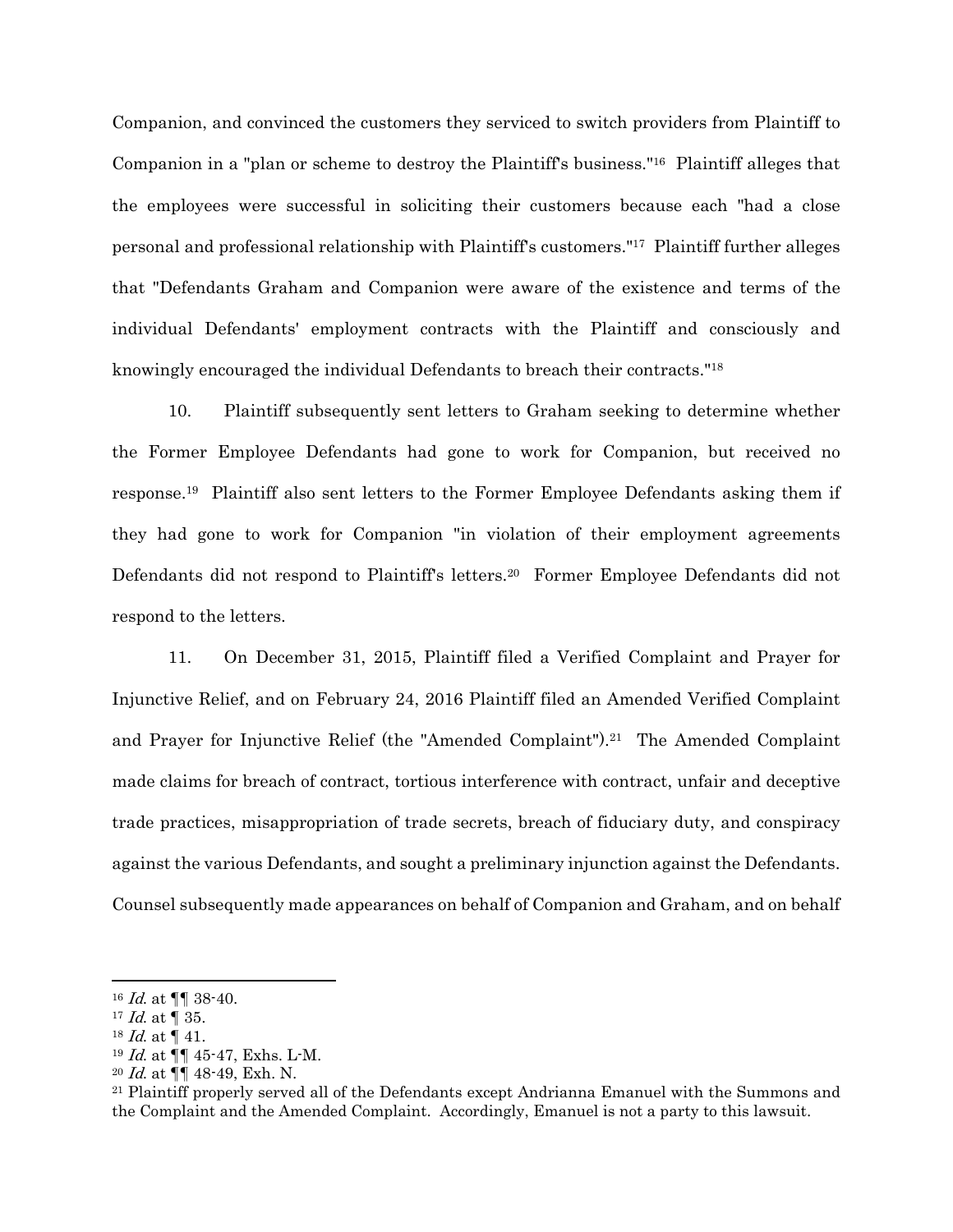Companion, and convinced the customers they serviced to switch providers from Plaintiff to Companion in a "plan or scheme to destroy the Plaintiff's business."[16] Plaintiff alleges that the employees were successful in soliciting their customers because each "had a close personal and professional relationship with Plaintiff's customers."[17] Plaintiff further alleges that "Defendants Graham and Companion were aware of the existence and terms of the individual Defendants' employment contracts with the Plaintiff and consciously and knowingly encouraged the individual Defendants to breach their contracts."[18]

10. Plaintiff subsequently sent letters to Graham seeking to determine whether the Former Employee Defendants had gone to work for Companion, but received no response.[19] Plaintiff also sent letters to the Former Employee Defendants asking them if they had gone to work for Companion "in violation of their employment agreements Defendants did not respond to Plaintiff's letters.[20] Former Employee Defendants did not respond to the letters.

11. On December 31, 2015, Plaintiff filed a Verified Complaint and Prayer for Injunctive Relief, and on February 24, 2016 Plaintiff filed an Amended Verified Complaint and Prayer for Injunctive Relief (the "Amended Complaint").[21] The Amended Complaint made claims for breach of contract, tortious interference with contract, unfair and deceptive trade practices, misappropriation of trade secrets, breach of fiduciary duty, and conspiracy against the various Defendants, and sought a preliminary injunction against the Defendants. Counsel subsequently made appearances on behalf of Companion and Graham, and on behalf

---

[16] *Id.* at ¶¶ 38-40.

[17] *Id.* at ¶ 35.

[18] *Id.* at ¶ 41.

[19] *Id.* at ¶¶ 45-47, Exhs. L-M.

[20] *Id.* at ¶¶ 48-49, Exh. N.

[21] Plaintiff properly served all of the Defendants except Andrianna Emanuel with the Summons and the Complaint and the Amended Complaint. Accordingly, Emanuel is not a party to this lawsuit.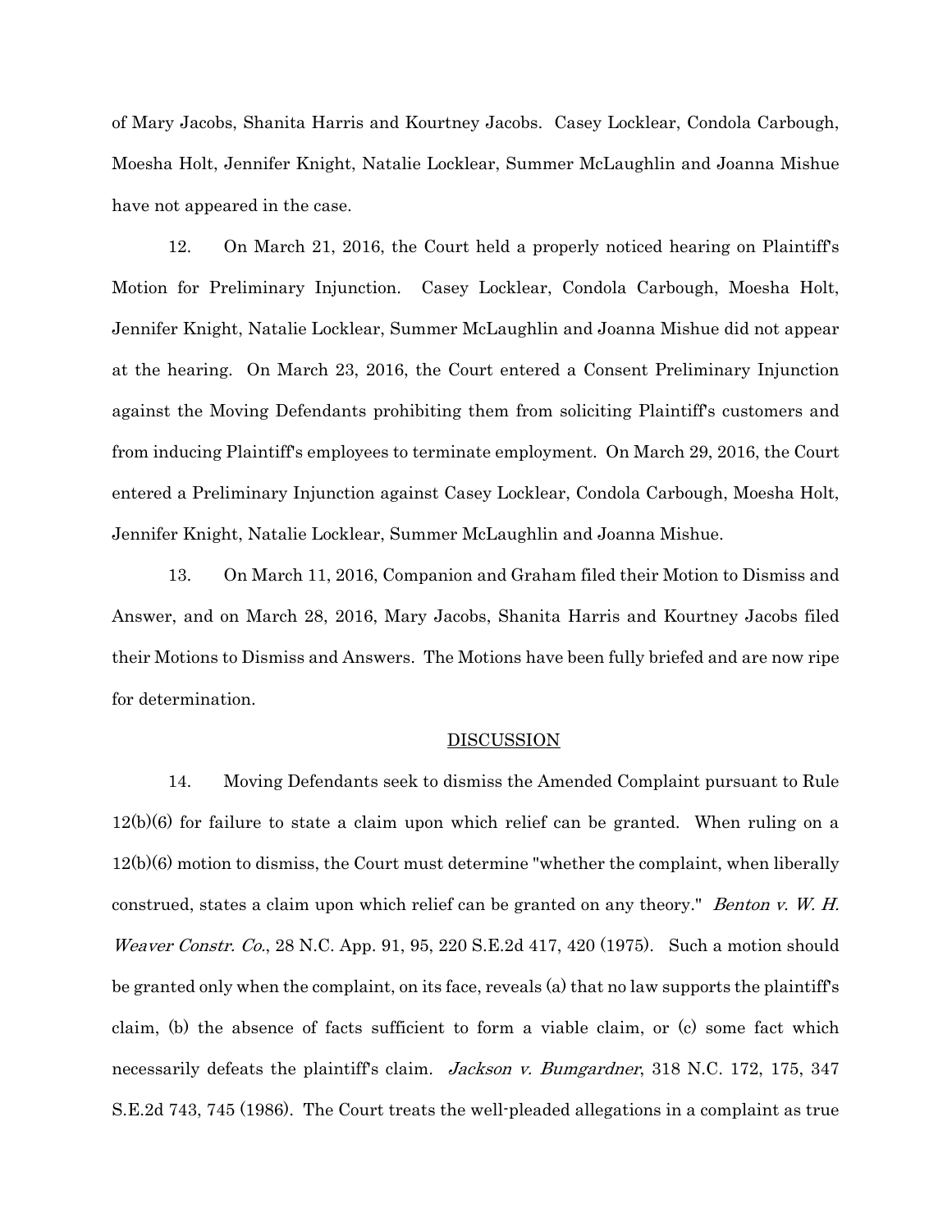of Mary Jacobs, Shanita Harris and Kourtney Jacobs. Casey Locklear, Condola Carbough, Moesha Holt, Jennifer Knight, Natalie Locklear, Summer McLaughlin and Joanna Mishue have not appeared in the case.

12. On March 21, 2016, the Court held a properly noticed hearing on Plaintiff's Motion for Preliminary Injunction. Casey Locklear, Condola Carbough, Moesha Holt, Jennifer Knight, Natalie Locklear, Summer McLaughlin and Joanna Mishue did not appear at the hearing. On March 23, 2016, the Court entered a Consent Preliminary Injunction against the Moving Defendants prohibiting them from soliciting Plaintiff's customers and from inducing Plaintiff's employees to terminate employment. On March 29, 2016, the Court entered a Preliminary Injunction against Casey Locklear, Condola Carbough, Moesha Holt, Jennifer Knight, Natalie Locklear, Summer McLaughlin and Joanna Mishue.

13. On March 11, 2016, Companion and Graham filed their Motion to Dismiss and Answer, and on March 28, 2016, Mary Jacobs, Shanita Harris and Kourtney Jacobs filed their Motions to Dismiss and Answers. The Motions have been fully briefed and are now ripe for determination.

## DISCUSSION

14. Moving Defendants seek to dismiss the Amended Complaint pursuant to Rule 12(b)(6) for failure to state a claim upon which relief can be granted. When ruling on a 12(b)(6) motion to dismiss, the Court must determine "whether the complaint, when liberally construed, states a claim upon which relief can be granted on any theory." *Benton v. W. H. Weaver Constr. Co.*, 28 N.C. App. 91, 95, 220 S.E.2d 417, 420 (1975). Such a motion should be granted only when the complaint, on its face, reveals (a) that no law supports the plaintiff's claim, (b) the absence of facts sufficient to form a viable claim, or (c) some fact which necessarily defeats the plaintiff's claim. *Jackson v. Bumgardner*, 318 N.C. 172, 175, 347 S.E.2d 743, 745 (1986). The Court treats the well-pleaded allegations in a complaint as true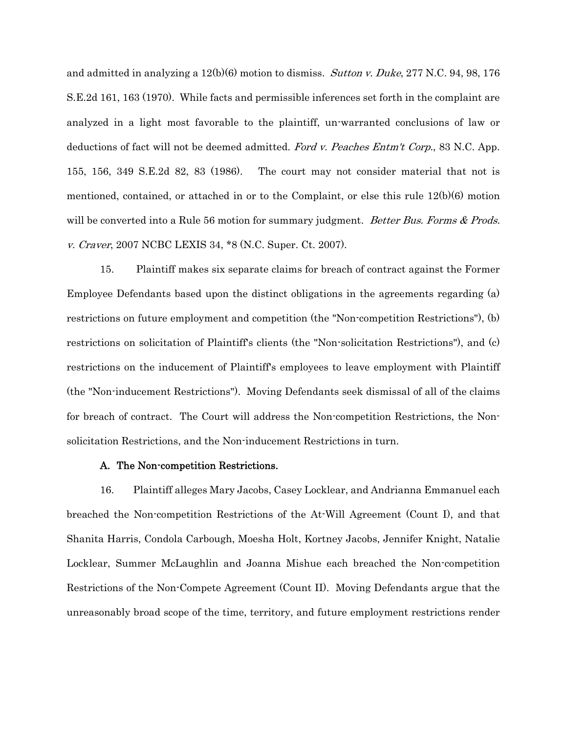and admitted in analyzing a 12(b)(6) motion to dismiss. *Sutton v. Duke*, 277 N.C. 94, 98, 176 S.E.2d 161, 163 (1970). While facts and permissible inferences set forth in the complaint are analyzed in a light most favorable to the plaintiff, un-warranted conclusions of law or deductions of fact will not be deemed admitted. *Ford v. Peaches Entm't Corp.*, 83 N.C. App. 155, 156, 349 S.E.2d 82, 83 (1986). The court may not consider material that not is mentioned, contained, or attached in or to the Complaint, or else this rule 12(b)(6) motion will be converted into a Rule 56 motion for summary judgment. *Better Bus. Forms & Prods. v. Craver*, 2007 NCBC LEXIS 34, *8 (N.C. Super. Ct. 2007).

15. Plaintiff makes six separate claims for breach of contract against the Former Employee Defendants based upon the distinct obligations in the agreements regarding (a) restrictions on future employment and competition (the "Non-competition Restrictions"), (b) restrictions on solicitation of Plaintiff's clients (the "Non-solicitation Restrictions"), and (c) restrictions on the inducement of Plaintiff's employees to leave employment with Plaintiff (the "Non-inducement Restrictions"). Moving Defendants seek dismissal of all of the claims for breach of contract. The Court will address the Non-competition Restrictions, the Non-solicitation Restrictions, and the Non-inducement Restrictions in turn.

### A. The Non-competition Restrictions.

16. Plaintiff alleges Mary Jacobs, Casey Locklear, and Andrianna Emmanuel each breached the Non-competition Restrictions of the At-Will Agreement (Count I), and that Shanita Harris, Condola Carbough, Moesha Holt, Kortney Jacobs, Jennifer Knight, Natalie Locklear, Summer McLaughlin and Joanna Mishue each breached the Non-competition Restrictions of the Non-Compete Agreement (Count II). Moving Defendants argue that the unreasonably broad scope of the time, territory, and future employment restrictions render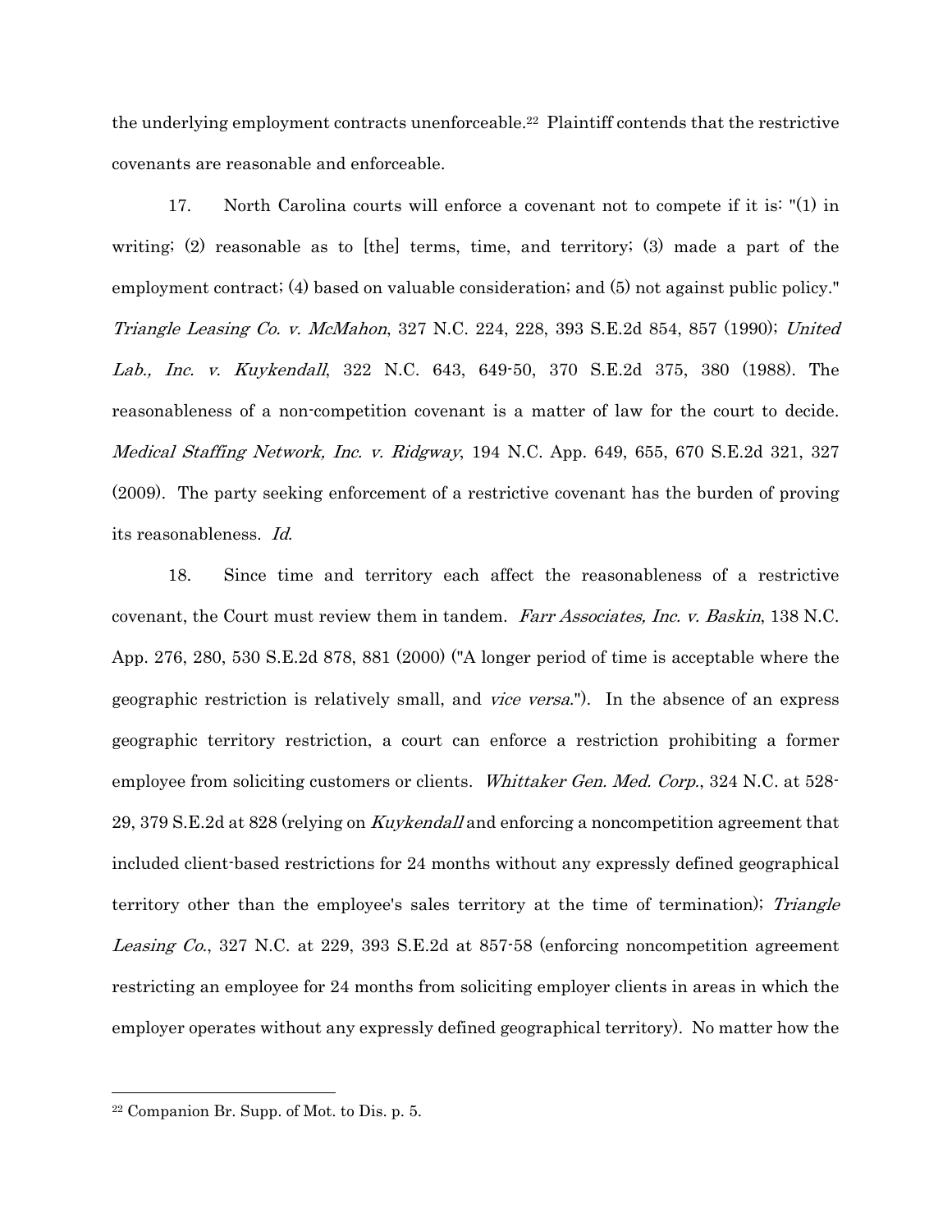the underlying employment contracts unenforceable.[22] Plaintiff contends that the restrictive covenants are reasonable and enforceable.

17. North Carolina courts will enforce a covenant not to compete if it is: "(1) in writing; (2) reasonable as to [the] terms, time, and territory; (3) made a part of the employment contract; (4) based on valuable consideration; and (5) not against public policy." *Triangle Leasing Co. v. McMahon*, 327 N.C. 224, 228, 393 S.E.2d 854, 857 (1990); *United Lab., Inc. v. Kuykendall*, 322 N.C. 643, 649-50, 370 S.E.2d 375, 380 (1988). The reasonableness of a non-competition covenant is a matter of law for the court to decide. *Medical Staffing Network, Inc. v. Ridgway*, 194 N.C. App. 649, 655, 670 S.E.2d 321, 327 (2009). The party seeking enforcement of a restrictive covenant has the burden of proving its reasonableness. *Id.*

18. Since time and territory each affect the reasonableness of a restrictive covenant, the Court must review them in tandem. *Farr Associates, Inc. v. Baskin*, 138 N.C. App. 276, 280, 530 S.E.2d 878, 881 (2000) ("A longer period of time is acceptable where the geographic restriction is relatively small, and *vice versa*."). In the absence of an express geographic territory restriction, a court can enforce a restriction prohibiting a former employee from soliciting customers or clients. *Whittaker Gen. Med. Corp.*, 324 N.C. at 528-29, 379 S.E.2d at 828 (relying on *Kuykendall* and enforcing a noncompetition agreement that included client-based restrictions for 24 months without any expressly defined geographical territory other than the employee's sales territory at the time of termination); *Triangle Leasing Co.*, 327 N.C. at 229, 393 S.E.2d at 857-58 (enforcing noncompetition agreement restricting an employee for 24 months from soliciting employer clients in areas in which the employer operates without any expressly defined geographical territory). No matter how the

[22] Companion Br. Supp. of Mot. to Dis. p. 5.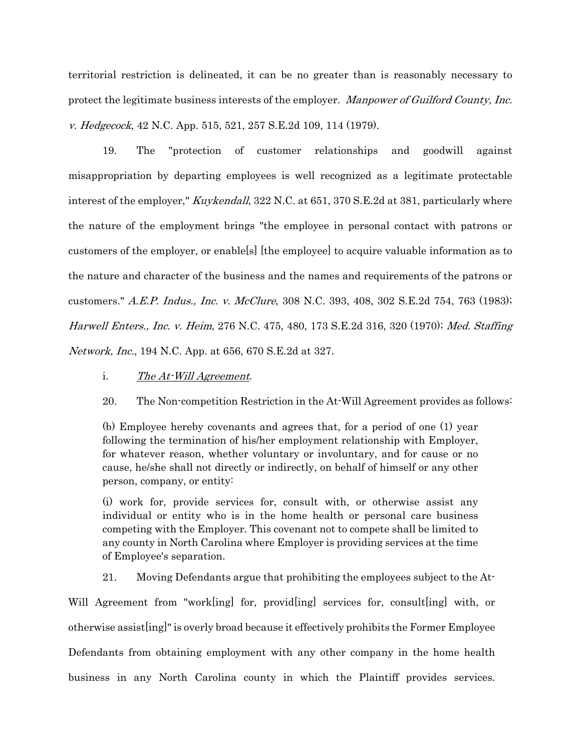territorial restriction is delineated, it can be no greater than is reasonably necessary to protect the legitimate business interests of the employer. *Manpower of Guilford County, Inc. v. Hedgecock*, 42 N.C. App. 515, 521, 257 S.E.2d 109, 114 (1979).

19. The "protection of customer relationships and goodwill against misappropriation by departing employees is well recognized as a legitimate protectable interest of the employer," *Kuykendall*, 322 N.C. at 651, 370 S.E.2d at 381, particularly where the nature of the employment brings "the employee in personal contact with patrons or customers of the employer, or enable[s] [the employee] to acquire valuable information as to the nature and character of the business and the names and requirements of the patrons or customers." *A.E.P. Indus., Inc. v. McClure*, 308 N.C. 393, 408, 302 S.E.2d 754, 763 (1983); *Harwell Enters., Inc. v. Heim*, 276 N.C. 475, 480, 173 S.E.2d 316, 320 (1970); *Med. Staffing Network, Inc.*, 194 N.C. App. at 656, 670 S.E.2d at 327.

i. *The At-Will Agreement*.

20. The Non-competition Restriction in the At-Will Agreement provides as follows:

> (b) Employee hereby covenants and agrees that, for a period of one (1) year following the termination of his/her employment relationship with Employer, for whatever reason, whether voluntary or involuntary, and for cause or no cause, he/she shall not directly or indirectly, on behalf of himself or any other person, company, or entity:
>
> (i) work for, provide services for, consult with, or otherwise assist any individual or entity who is in the home health or personal care business competing with the Employer. This covenant not to compete shall be limited to any county in North Carolina where Employer is providing services at the time of Employee's separation.

21. Moving Defendants argue that prohibiting the employees subject to the At-Will Agreement from "work[ing] for, provid[ing] services for, consult[ing] with, or otherwise assist[ing]" is overly broad because it effectively prohibits the Former Employee Defendants from obtaining employment with any other company in the home health business in any North Carolina county in which the Plaintiff provides services.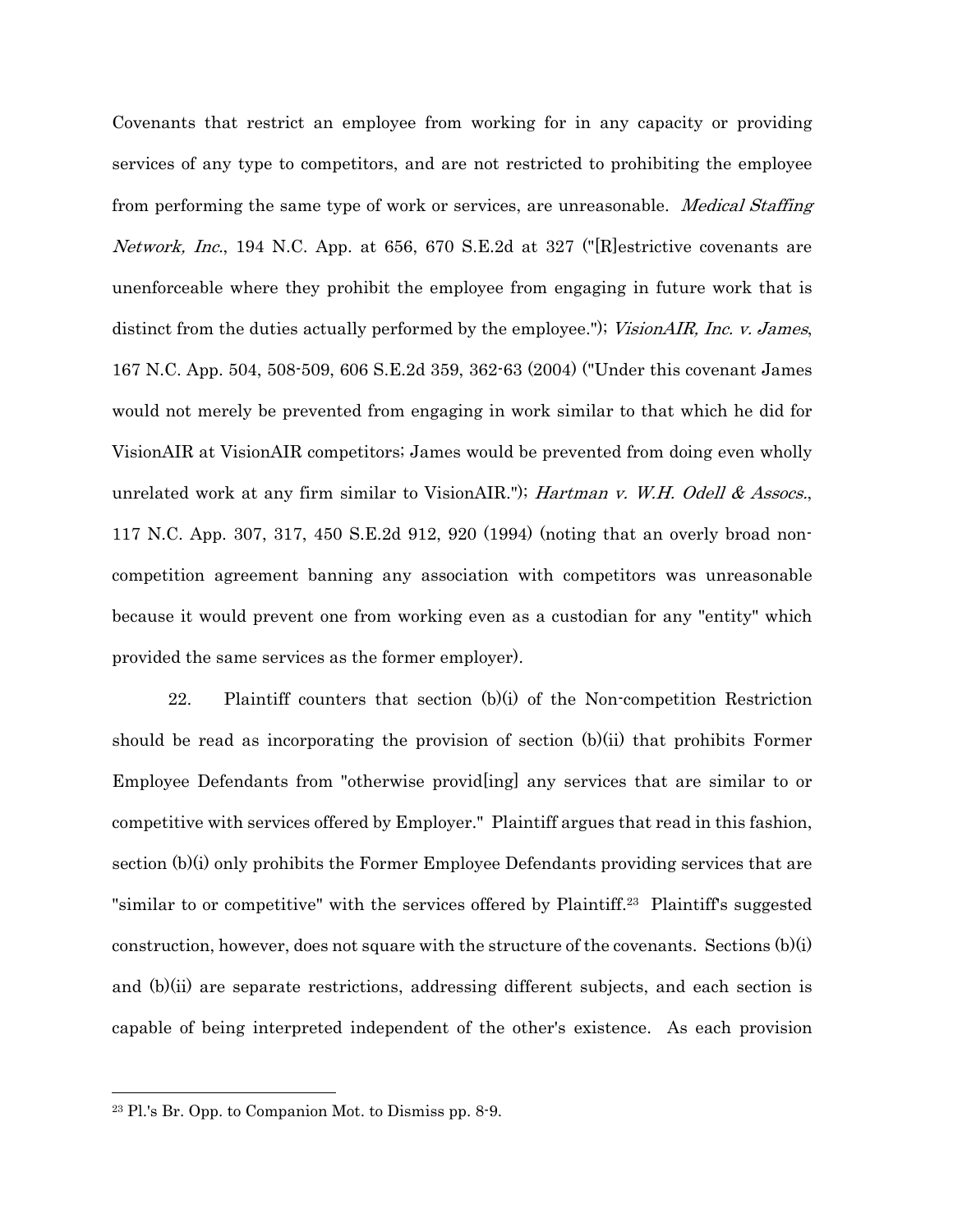Covenants that restrict an employee from working for in any capacity or providing services of any type to competitors, and are not restricted to prohibiting the employee from performing the same type of work or services, are unreasonable. *Medical Staffing Network, Inc.*, 194 N.C. App. at 656, 670 S.E.2d at 327 ("[R]estrictive covenants are unenforceable where they prohibit the employee from engaging in future work that is distinct from the duties actually performed by the employee."); *VisionAIR, Inc. v. James*, 167 N.C. App. 504, 508-509, 606 S.E.2d 359, 362-63 (2004) ("Under this covenant James would not merely be prevented from engaging in work similar to that which he did for VisionAIR at VisionAIR competitors; James would be prevented from doing even wholly unrelated work at any firm similar to VisionAIR."); *Hartman v. W.H. Odell & Assocs.*, 117 N.C. App. 307, 317, 450 S.E.2d 912, 920 (1994) (noting that an overly broad non-competition agreement banning any association with competitors was unreasonable because it would prevent one from working even as a custodian for any "entity" which provided the same services as the former employer).

22. Plaintiff counters that section (b)(i) of the Non-competition Restriction should be read as incorporating the provision of section (b)(ii) that prohibits Former Employee Defendants from "otherwise provid[ing] any services that are similar to or competitive with services offered by Employer." Plaintiff argues that read in this fashion, section (b)(i) only prohibits the Former Employee Defendants providing services that are "similar to or competitive" with the services offered by Plaintiff.[23] Plaintiff's suggested construction, however, does not square with the structure of the covenants. Sections (b)(i) and (b)(ii) are separate restrictions, addressing different subjects, and each section is capable of being interpreted independent of the other's existence. As each provision

[23] Pl.'s Br. Opp. to Companion Mot. to Dismiss pp. 8-9.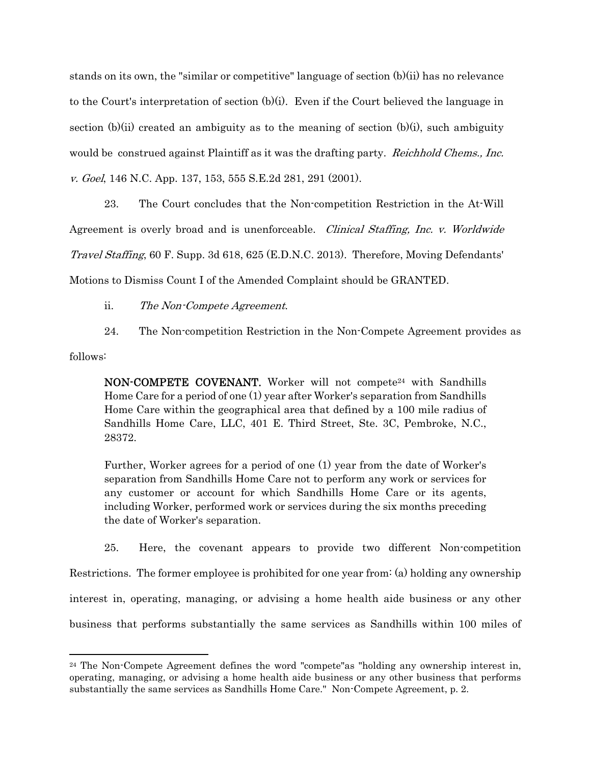stands on its own, the "similar or competitive" language of section (b)(ii) has no relevance to the Court's interpretation of section (b)(i). Even if the Court believed the language in section (b)(ii) created an ambiguity as to the meaning of section (b)(i), such ambiguity would be construed against Plaintiff as it was the drafting party. *Reichhold Chems., Inc. v. Goel*, 146 N.C. App. 137, 153, 555 S.E.2d 281, 291 (2001).

23. The Court concludes that the Non-competition Restriction in the At-Will Agreement is overly broad and is unenforceable. *Clinical Staffing, Inc. v. Worldwide Travel Staffing*, 60 F. Supp. 3d 618, 625 (E.D.N.C. 2013). Therefore, Moving Defendants' Motions to Dismiss Count I of the Amended Complaint should be GRANTED.

ii. *The Non-Compete Agreement*.

24. The Non-competition Restriction in the Non-Compete Agreement provides as follows:

> **NON-COMPETE COVENANT.** Worker will not compete[24] with Sandhills Home Care for a period of one (1) year after Worker's separation from Sandhills Home Care within the geographical area that defined by a 100 mile radius of Sandhills Home Care, LLC, 401 E. Third Street, Ste. 3C, Pembroke, N.C., 28372.
>
> Further, Worker agrees for a period of one (1) year from the date of Worker's separation from Sandhills Home Care not to perform any work or services for any customer or account for which Sandhills Home Care or its agents, including Worker, performed work or services during the six months preceding the date of Worker's separation.

25. Here, the covenant appears to provide two different Non-competition Restrictions. The former employee is prohibited for one year from: (a) holding any ownership interest in, operating, managing, or advising a home health aide business or any other business that performs substantially the same services as Sandhills within 100 miles of

---

[24] The Non-Compete Agreement defines the word "compete"as "holding any ownership interest in, operating, managing, or advising a home health aide business or any other business that performs substantially the same services as Sandhills Home Care." Non-Compete Agreement, p. 2.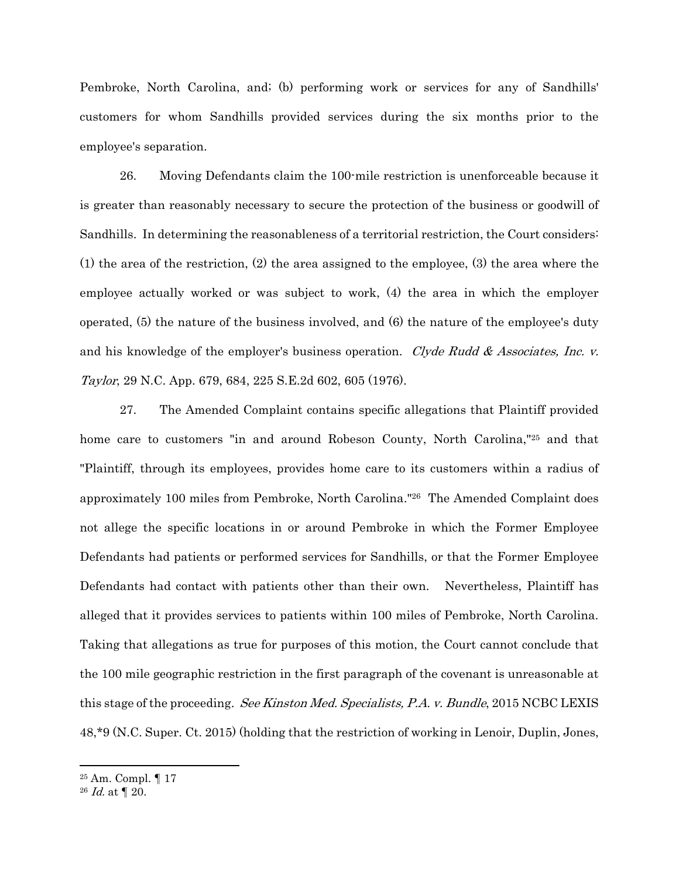Pembroke, North Carolina, and; (b) performing work or services for any of Sandhills' customers for whom Sandhills provided services during the six months prior to the employee's separation.

26. Moving Defendants claim the 100-mile restriction is unenforceable because it is greater than reasonably necessary to secure the protection of the business or goodwill of Sandhills. In determining the reasonableness of a territorial restriction, the Court considers: (1) the area of the restriction, (2) the area assigned to the employee, (3) the area where the employee actually worked or was subject to work, (4) the area in which the employer operated, (5) the nature of the business involved, and (6) the nature of the employee's duty and his knowledge of the employer's business operation. *Clyde Rudd & Associates, Inc. v. Taylor*, 29 N.C. App. 679, 684, 225 S.E.2d 602, 605 (1976).

27. The Amended Complaint contains specific allegations that Plaintiff provided home care to customers "in and around Robeson County, North Carolina,"[25] and that "Plaintiff, through its employees, provides home care to its customers within a radius of approximately 100 miles from Pembroke, North Carolina."[26] The Amended Complaint does not allege the specific locations in or around Pembroke in which the Former Employee Defendants had patients or performed services for Sandhills, or that the Former Employee Defendants had contact with patients other than their own. Nevertheless, Plaintiff has alleged that it provides services to patients within 100 miles of Pembroke, North Carolina. Taking that allegations as true for purposes of this motion, the Court cannot conclude that the 100 mile geographic restriction in the first paragraph of the covenant is unreasonable at this stage of the proceeding. *See Kinston Med. Specialists, P.A. v. Bundle*, 2015 NCBC LEXIS 48,*9 (N.C. Super. Ct. 2015) (holding that the restriction of working in Lenoir, Duplin, Jones,

---

[25] Am. Compl. ¶ 17

[26] *Id.* at ¶ 20.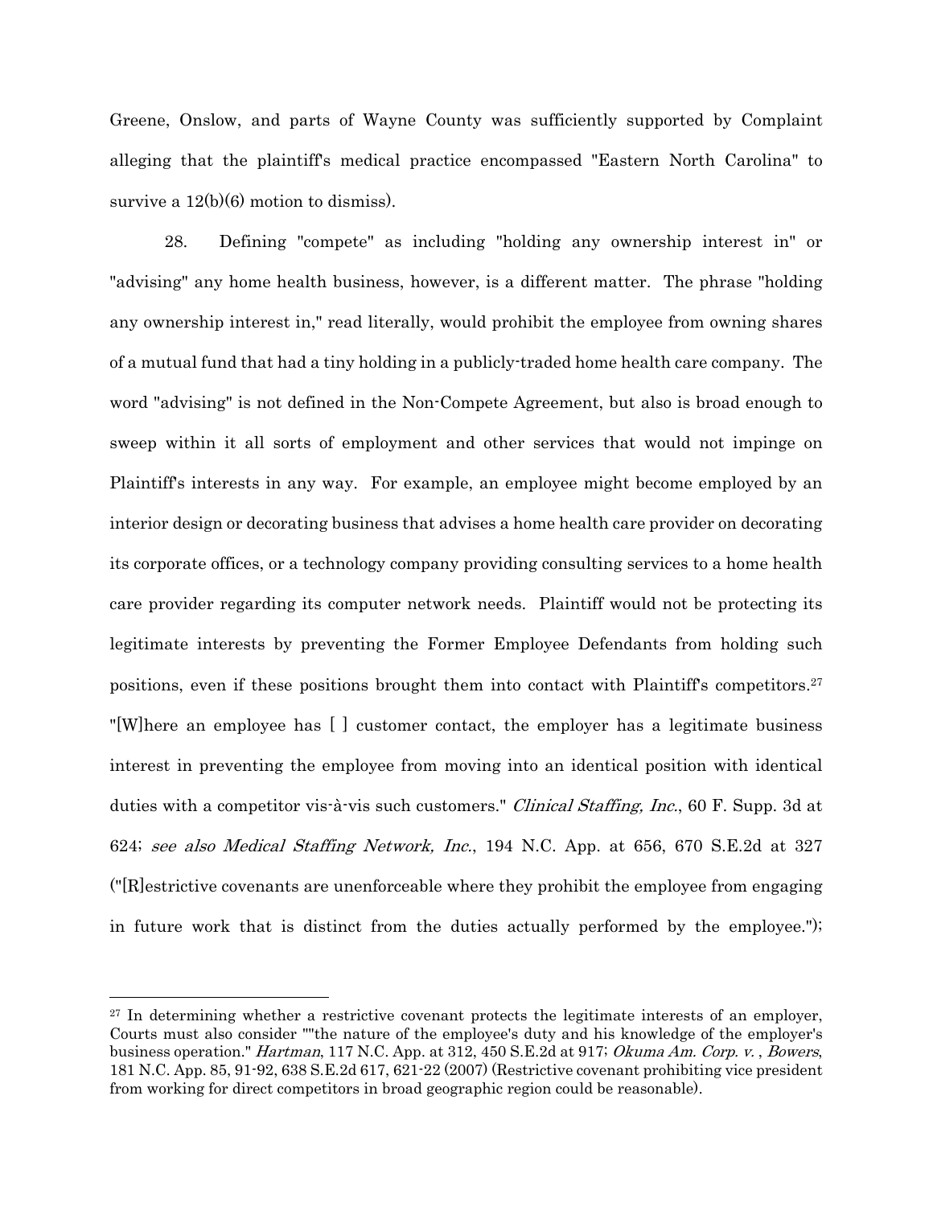Greene, Onslow, and parts of Wayne County was sufficiently supported by Complaint alleging that the plaintiff's medical practice encompassed "Eastern North Carolina" to survive a 12(b)(6) motion to dismiss).

28. Defining "compete" as including "holding any ownership interest in" or "advising" any home health business, however, is a different matter. The phrase "holding any ownership interest in," read literally, would prohibit the employee from owning shares of a mutual fund that had a tiny holding in a publicly-traded home health care company. The word "advising" is not defined in the Non-Compete Agreement, but also is broad enough to sweep within it all sorts of employment and other services that would not impinge on Plaintiff's interests in any way. For example, an employee might become employed by an interior design or decorating business that advises a home health care provider on decorating its corporate offices, or a technology company providing consulting services to a home health care provider regarding its computer network needs. Plaintiff would not be protecting its legitimate interests by preventing the Former Employee Defendants from holding such positions, even if these positions brought them into contact with Plaintiff's competitors.[27] "[W]here an employee has [ ] customer contact, the employer has a legitimate business interest in preventing the employee from moving into an identical position with identical duties with a competitor vis-à-vis such customers." *Clinical Staffing, Inc.*, 60 F. Supp. 3d at 624; *see also Medical Staffing Network, Inc.*, 194 N.C. App. at 656, 670 S.E.2d at 327 ("[R]estrictive covenants are unenforceable where they prohibit the employee from engaging in future work that is distinct from the duties actually performed by the employee.");

---

[27] In determining whether a restrictive covenant protects the legitimate interests of an employer, Courts must also consider ""the nature of the employee's duty and his knowledge of the employer's business operation." *Hartman*, 117 N.C. App. at 312, 450 S.E.2d at 917; *Okuma Am. Corp. v.* , *Bowers*, 181 N.C. App. 85, 91-92, 638 S.E.2d 617, 621-22 (2007) (Restrictive covenant prohibiting vice president from working for direct competitors in broad geographic region could be reasonable).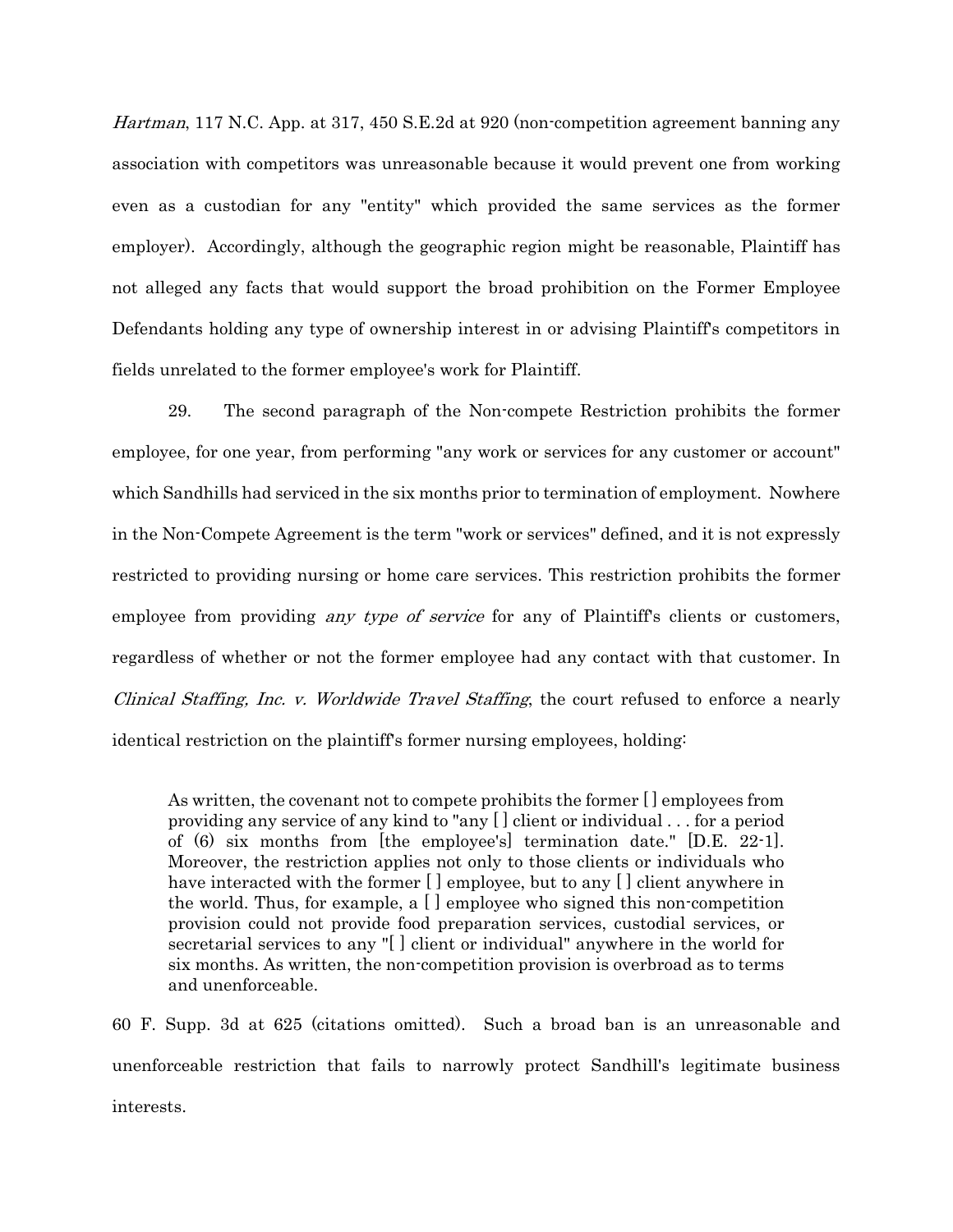*Hartman*, 117 N.C. App. at 317, 450 S.E.2d at 920 (non-competition agreement banning any association with competitors was unreasonable because it would prevent one from working even as a custodian for any "entity" which provided the same services as the former employer). Accordingly, although the geographic region might be reasonable, Plaintiff has not alleged any facts that would support the broad prohibition on the Former Employee Defendants holding any type of ownership interest in or advising Plaintiff's competitors in fields unrelated to the former employee's work for Plaintiff.

29. The second paragraph of the Non-compete Restriction prohibits the former employee, for one year, from performing "any work or services for any customer or account" which Sandhills had serviced in the six months prior to termination of employment. Nowhere in the Non-Compete Agreement is the term "work or services" defined, and it is not expressly restricted to providing nursing or home care services. This restriction prohibits the former employee from providing *any type of service* for any of Plaintiff's clients or customers, regardless of whether or not the former employee had any contact with that customer. In *Clinical Staffing, Inc. v. Worldwide Travel Staffing*, the court refused to enforce a nearly identical restriction on the plaintiff's former nursing employees, holding:

> As written, the covenant not to compete prohibits the former [ ] employees from providing any service of any kind to "any [ ] client or individual . . . for a period of (6) six months from [the employee's] termination date." [D.E. 22-1]. Moreover, the restriction applies not only to those clients or individuals who have interacted with the former [ ] employee, but to any [ ] client anywhere in the world. Thus, for example, a [ ] employee who signed this non-competition provision could not provide food preparation services, custodial services, or secretarial services to any "[ ] client or individual" anywhere in the world for six months. As written, the non-competition provision is overbroad as to terms and unenforceable.

60 F. Supp. 3d at 625 (citations omitted). Such a broad ban is an unreasonable and unenforceable restriction that fails to narrowly protect Sandhill's legitimate business interests.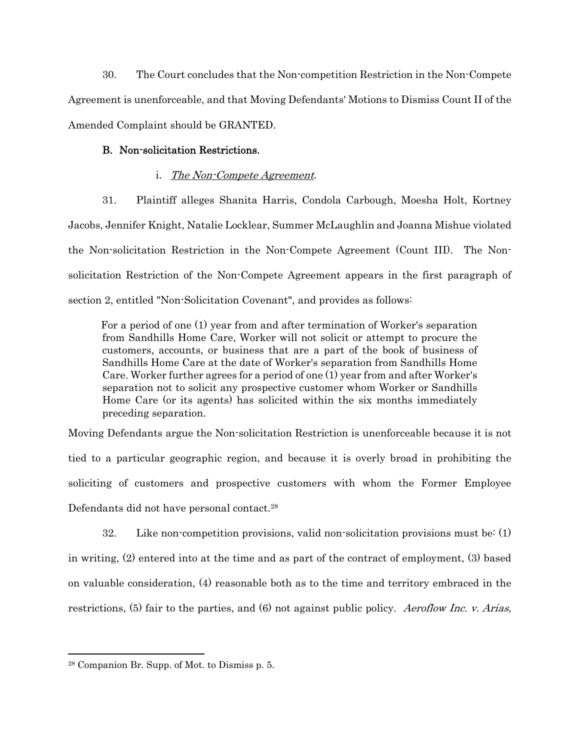30. The Court concludes that the Non-competition Restriction in the Non-Compete Agreement is unenforceable, and that Moving Defendants' Motions to Dismiss Count II of the Amended Complaint should be GRANTED.

### B. Non-solicitation Restrictions.

#### i. *The Non-Compete Agreement.*

31. Plaintiff alleges Shanita Harris, Condola Carbough, Moesha Holt, Kortney Jacobs, Jennifer Knight, Natalie Locklear, Summer McLaughlin and Joanna Mishue violated the Non-solicitation Restriction in the Non-Compete Agreement (Count III). The Non-solicitation Restriction of the Non-Compete Agreement appears in the first paragraph of section 2, entitled "Non-Solicitation Covenant", and provides as follows:

> For a period of one (1) year from and after termination of Worker's separation from Sandhills Home Care, Worker will not solicit or attempt to procure the customers, accounts, or business that are a part of the book of business of Sandhills Home Care at the date of Worker's separation from Sandhills Home Care. Worker further agrees for a period of one (1) year from and after Worker's separation not to solicit any prospective customer whom Worker or Sandhills Home Care (or its agents) has solicited within the six months immediately preceding separation.

Moving Defendants argue the Non-solicitation Restriction is unenforceable because it is not tied to a particular geographic region, and because it is overly broad in prohibiting the soliciting of customers and prospective customers with whom the Former Employee Defendants did not have personal contact.[28]

32. Like non-competition provisions, valid non-solicitation provisions must be: (1) in writing, (2) entered into at the time and as part of the contract of employment, (3) based on valuable consideration, (4) reasonable both as to the time and territory embraced in the restrictions, (5) fair to the parties, and (6) not against public policy. *Aeroflow Inc. v. Arias*,

---

[28] Companion Br. Supp. of Mot. to Dismiss p. 5.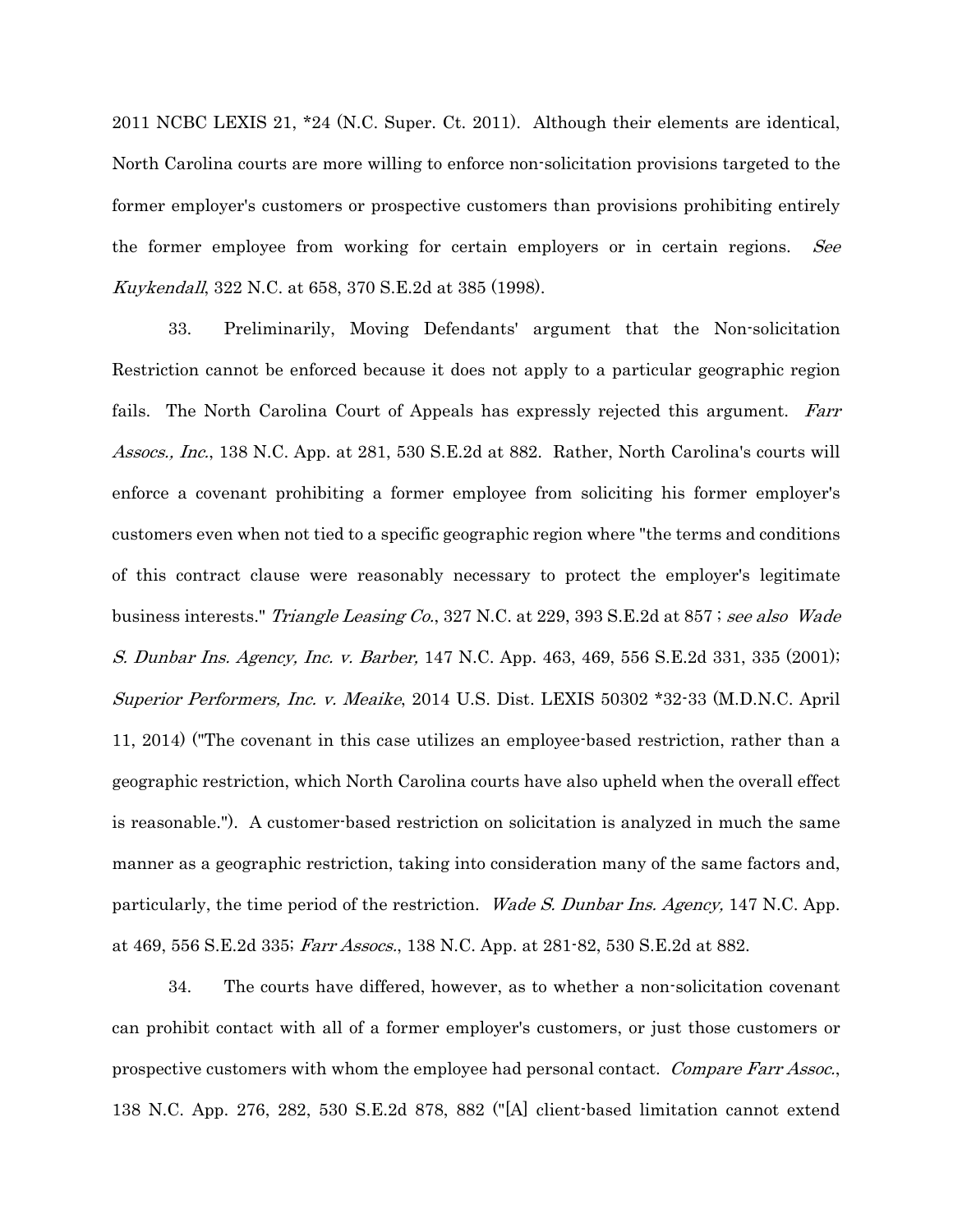2011 NCBC LEXIS 21, *24 (N.C. Super. Ct. 2011). Although their elements are identical, North Carolina courts are more willing to enforce non-solicitation provisions targeted to the former employer's customers or prospective customers than provisions prohibiting entirely the former employee from working for certain employers or in certain regions. *See Kuykendall*, 322 N.C. at 658, 370 S.E.2d at 385 (1998).

33. Preliminarily, Moving Defendants' argument that the Non-solicitation Restriction cannot be enforced because it does not apply to a particular geographic region fails. The North Carolina Court of Appeals has expressly rejected this argument. *Farr Assocs., Inc.*, 138 N.C. App. at 281, 530 S.E.2d at 882. Rather, North Carolina's courts will enforce a covenant prohibiting a former employee from soliciting his former employer's customers even when not tied to a specific geographic region where "the terms and conditions of this contract clause were reasonably necessary to protect the employer's legitimate business interests." *Triangle Leasing Co.*, 327 N.C. at 229, 393 S.E.2d at 857 ; *see also Wade S. Dunbar Ins. Agency, Inc. v. Barber,* 147 N.C. App. 463, 469, 556 S.E.2d 331, 335 (2001); *Superior Performers, Inc. v. Meaike*, 2014 U.S. Dist. LEXIS 50302 *32-33 (M.D.N.C. April 11, 2014) ("The covenant in this case utilizes an employee-based restriction, rather than a geographic restriction, which North Carolina courts have also upheld when the overall effect is reasonable."). A customer-based restriction on solicitation is analyzed in much the same manner as a geographic restriction, taking into consideration many of the same factors and, particularly, the time period of the restriction. *Wade S. Dunbar Ins. Agency,* 147 N.C. App. at 469, 556 S.E.2d 335; *Farr Assocs.*, 138 N.C. App. at 281-82, 530 S.E.2d at 882.

34. The courts have differed, however, as to whether a non-solicitation covenant can prohibit contact with all of a former employer's customers, or just those customers or prospective customers with whom the employee had personal contact. *Compare Farr Assoc.*, 138 N.C. App. 276, 282, 530 S.E.2d 878, 882 ("[A] client-based limitation cannot extend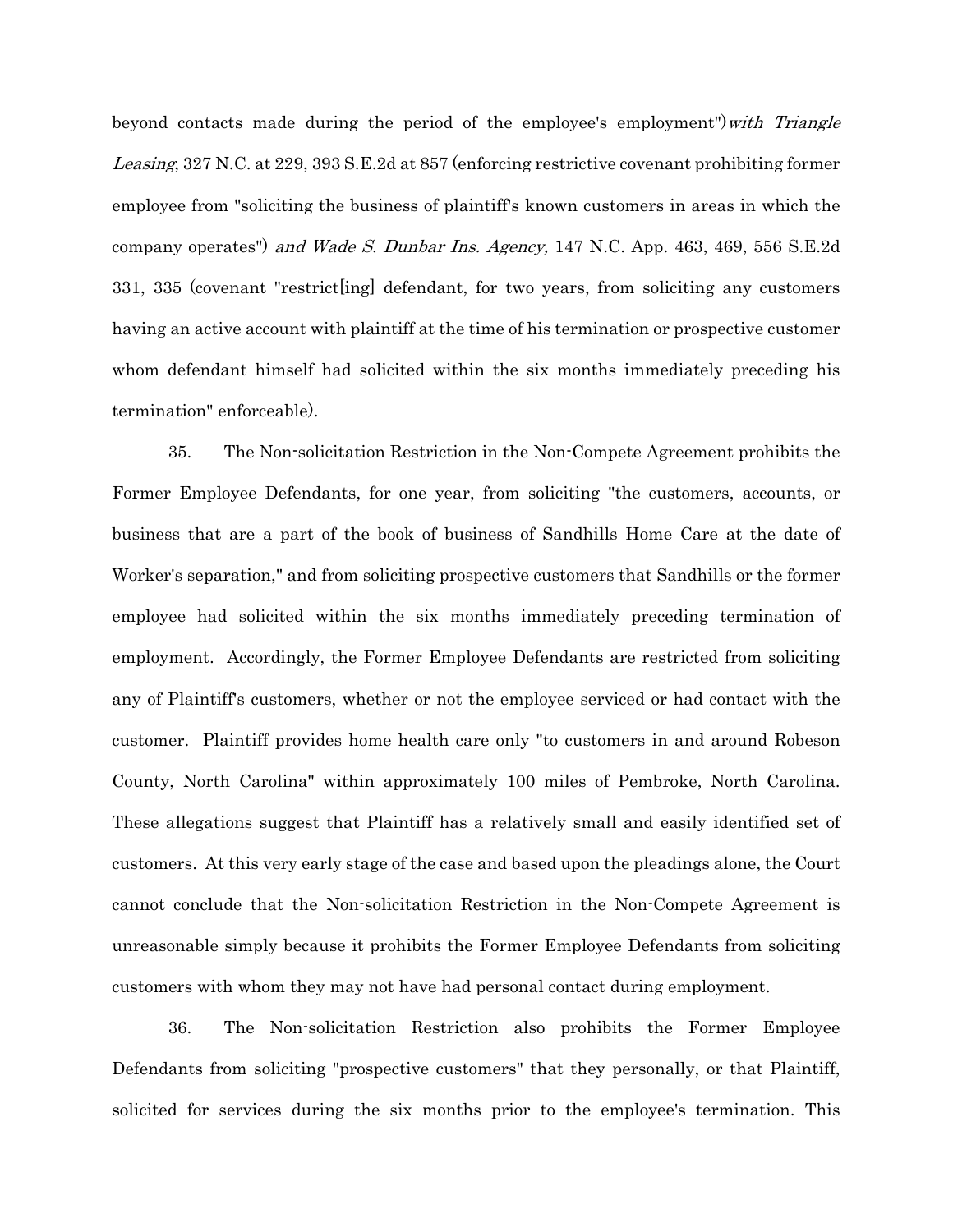beyond contacts made during the period of the employee's employment")*with Triangle Leasing*, 327 N.C. at 229, 393 S.E.2d at 857 (enforcing restrictive covenant prohibiting former employee from "soliciting the business of plaintiff's known customers in areas in which the company operates") *and Wade S. Dunbar Ins. Agency,* 147 N.C. App. 463, 469, 556 S.E.2d 331, 335 (covenant "restrict[ing] defendant, for two years, from soliciting any customers having an active account with plaintiff at the time of his termination or prospective customer whom defendant himself had solicited within the six months immediately preceding his termination" enforceable).

35. The Non-solicitation Restriction in the Non-Compete Agreement prohibits the Former Employee Defendants, for one year, from soliciting "the customers, accounts, or business that are a part of the book of business of Sandhills Home Care at the date of Worker's separation," and from soliciting prospective customers that Sandhills or the former employee had solicited within the six months immediately preceding termination of employment. Accordingly, the Former Employee Defendants are restricted from soliciting any of Plaintiff's customers, whether or not the employee serviced or had contact with the customer. Plaintiff provides home health care only "to customers in and around Robeson County, North Carolina" within approximately 100 miles of Pembroke, North Carolina. These allegations suggest that Plaintiff has a relatively small and easily identified set of customers. At this very early stage of the case and based upon the pleadings alone, the Court cannot conclude that the Non-solicitation Restriction in the Non-Compete Agreement is unreasonable simply because it prohibits the Former Employee Defendants from soliciting customers with whom they may not have had personal contact during employment.

36. The Non-solicitation Restriction also prohibits the Former Employee Defendants from soliciting "prospective customers" that they personally, or that Plaintiff, solicited for services during the six months prior to the employee's termination. This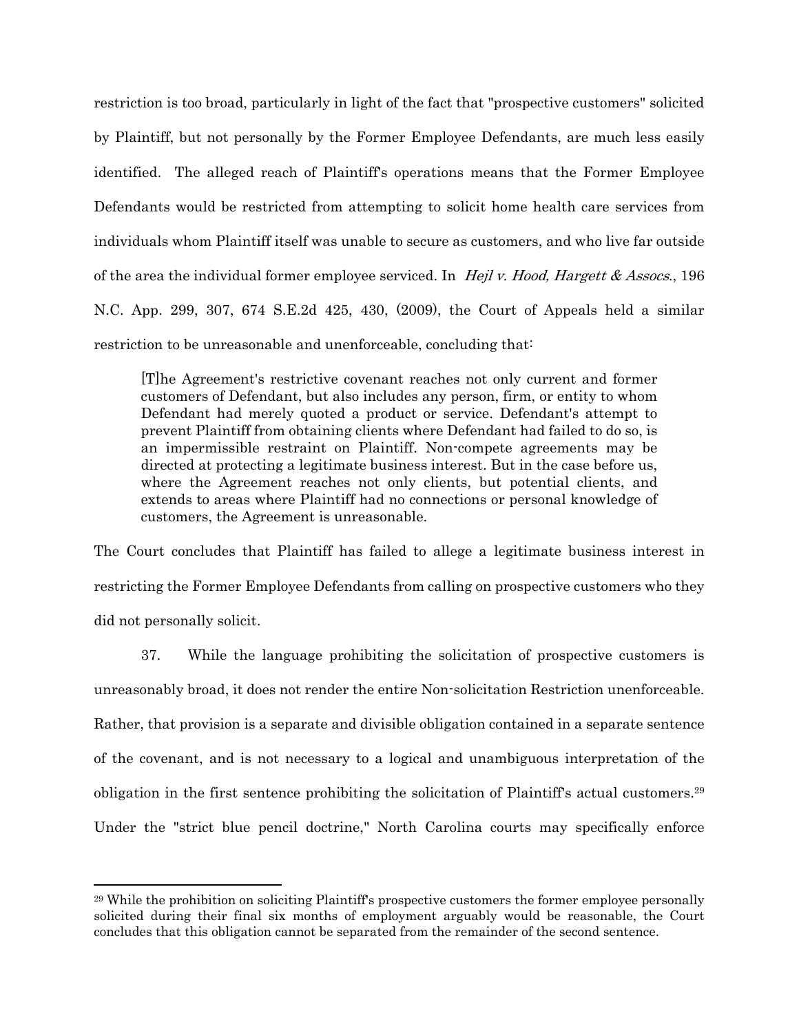restriction is too broad, particularly in light of the fact that "prospective customers" solicited by Plaintiff, but not personally by the Former Employee Defendants, are much less easily identified. The alleged reach of Plaintiff's operations means that the Former Employee Defendants would be restricted from attempting to solicit home health care services from individuals whom Plaintiff itself was unable to secure as customers, and who live far outside of the area the individual former employee serviced. In *Hejl v. Hood, Hargett & Assocs.*, 196 N.C. App. 299, 307, 674 S.E.2d 425, 430, (2009), the Court of Appeals held a similar restriction to be unreasonable and unenforceable, concluding that:

> [T]he Agreement's restrictive covenant reaches not only current and former customers of Defendant, but also includes any person, firm, or entity to whom Defendant had merely quoted a product or service. Defendant's attempt to prevent Plaintiff from obtaining clients where Defendant had failed to do so, is an impermissible restraint on Plaintiff. Non-compete agreements may be directed at protecting a legitimate business interest. But in the case before us, where the Agreement reaches not only clients, but potential clients, and extends to areas where Plaintiff had no connections or personal knowledge of customers, the Agreement is unreasonable.

The Court concludes that Plaintiff has failed to allege a legitimate business interest in restricting the Former Employee Defendants from calling on prospective customers who they did not personally solicit.

37. While the language prohibiting the solicitation of prospective customers is unreasonably broad, it does not render the entire Non-solicitation Restriction unenforceable. Rather, that provision is a separate and divisible obligation contained in a separate sentence of the covenant, and is not necessary to a logical and unambiguous interpretation of the obligation in the first sentence prohibiting the solicitation of Plaintiff's actual customers.[29] Under the "strict blue pencil doctrine," North Carolina courts may specifically enforce

[29] While the prohibition on soliciting Plaintiff's prospective customers the former employee personally solicited during their final six months of employment arguably would be reasonable, the Court concludes that this obligation cannot be separated from the remainder of the second sentence.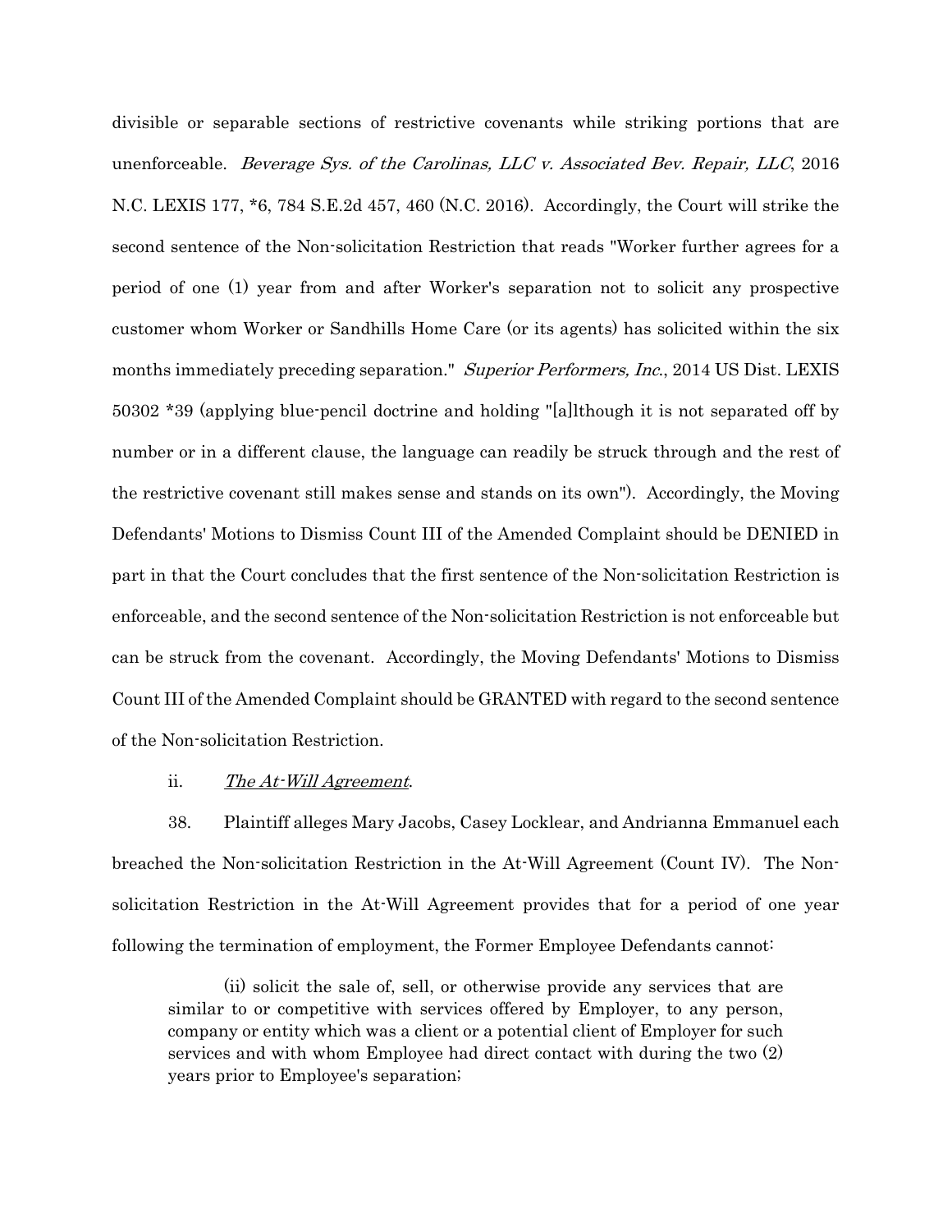divisible or separable sections of restrictive covenants while striking portions that are unenforceable. *Beverage Sys. of the Carolinas, LLC v. Associated Bev. Repair, LLC*, 2016 N.C. LEXIS 177, *6, 784 S.E.2d 457, 460 (N.C. 2016). Accordingly, the Court will strike the second sentence of the Non-solicitation Restriction that reads "Worker further agrees for a period of one (1) year from and after Worker's separation not to solicit any prospective customer whom Worker or Sandhills Home Care (or its agents) has solicited within the six months immediately preceding separation." *Superior Performers, Inc.*, 2014 US Dist. LEXIS 50302 *39 (applying blue-pencil doctrine and holding "[a]lthough it is not separated off by number or in a different clause, the language can readily be struck through and the rest of the restrictive covenant still makes sense and stands on its own"). Accordingly, the Moving Defendants' Motions to Dismiss Count III of the Amended Complaint should be DENIED in part in that the Court concludes that the first sentence of the Non-solicitation Restriction is enforceable, and the second sentence of the Non-solicitation Restriction is not enforceable but can be struck from the covenant. Accordingly, the Moving Defendants' Motions to Dismiss Count III of the Amended Complaint should be GRANTED with regard to the second sentence of the Non-solicitation Restriction.

ii. *The At-Will Agreement*.

38. Plaintiff alleges Mary Jacobs, Casey Locklear, and Andrianna Emmanuel each breached the Non-solicitation Restriction in the At-Will Agreement (Count IV). The Non-solicitation Restriction in the At-Will Agreement provides that for a period of one year following the termination of employment, the Former Employee Defendants cannot:

> (ii) solicit the sale of, sell, or otherwise provide any services that are similar to or competitive with services offered by Employer, to any person, company or entity which was a client or a potential client of Employer for such services and with whom Employee had direct contact with during the two (2) years prior to Employee's separation;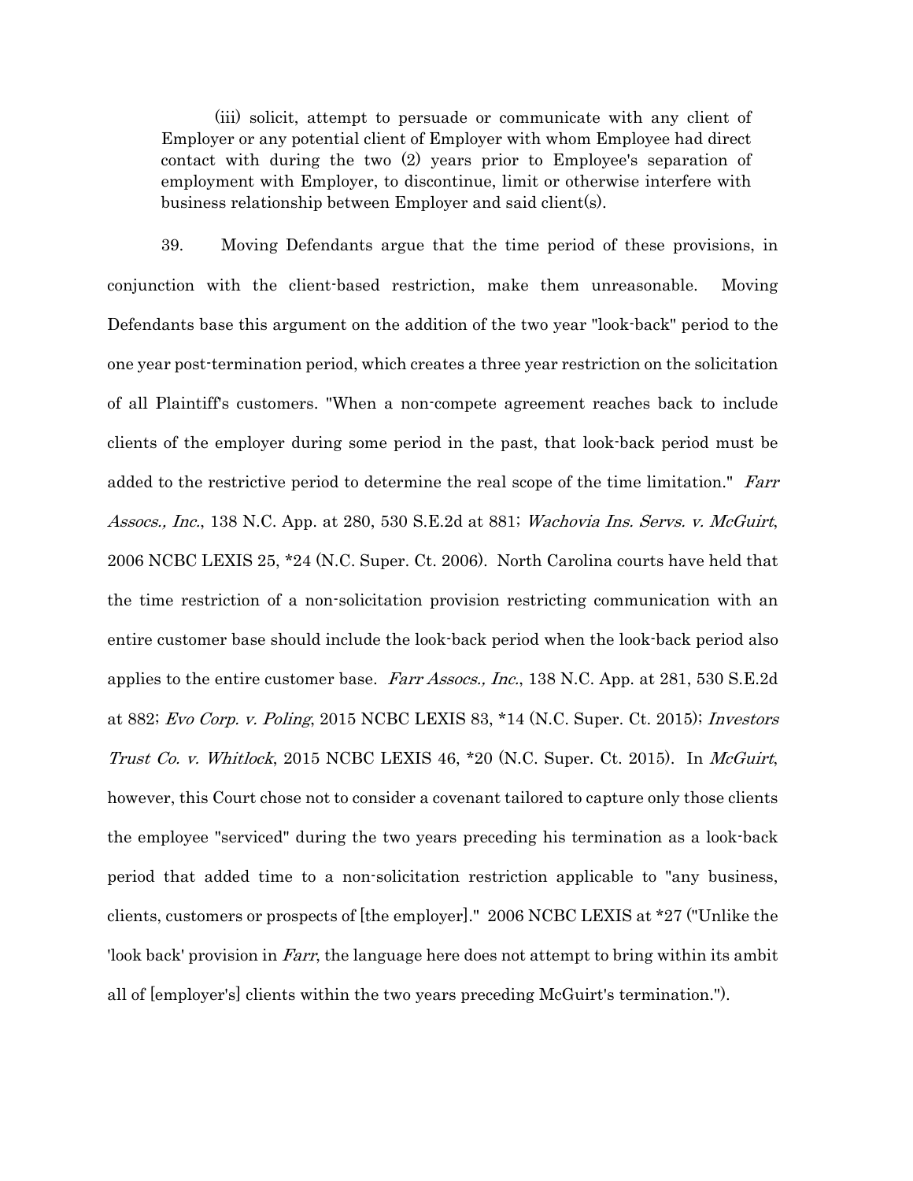> (iii) solicit, attempt to persuade or communicate with any client of Employer or any potential client of Employer with whom Employee had direct contact with during the two (2) years prior to Employee's separation of employment with Employer, to discontinue, limit or otherwise interfere with business relationship between Employer and said client(s).

39. Moving Defendants argue that the time period of these provisions, in conjunction with the client-based restriction, make them unreasonable. Moving Defendants base this argument on the addition of the two year "look-back" period to the one year post-termination period, which creates a three year restriction on the solicitation of all Plaintiff's customers. "When a non-compete agreement reaches back to include clients of the employer during some period in the past, that look-back period must be added to the restrictive period to determine the real scope of the time limitation." *Farr Assocs., Inc.*, 138 N.C. App. at 280, 530 S.E.2d at 881; *Wachovia Ins. Servs. v. McGuirt*, 2006 NCBC LEXIS 25, *24 (N.C. Super. Ct. 2006). North Carolina courts have held that the time restriction of a non-solicitation provision restricting communication with an entire customer base should include the look-back period when the look-back period also applies to the entire customer base. *Farr Assocs., Inc.*, 138 N.C. App. at 281, 530 S.E.2d at 882; *Evo Corp. v. Poling*, 2015 NCBC LEXIS 83, *14 (N.C. Super. Ct. 2015); *Investors Trust Co. v. Whitlock*, 2015 NCBC LEXIS 46, *20 (N.C. Super. Ct. 2015). In *McGuirt*, however, this Court chose not to consider a covenant tailored to capture only those clients the employee "serviced" during the two years preceding his termination as a look-back period that added time to a non-solicitation restriction applicable to "any business, clients, customers or prospects of [the employer]." 2006 NCBC LEXIS at *27 ("Unlike the 'look back' provision in *Farr*, the language here does not attempt to bring within its ambit all of [employer's] clients within the two years preceding McGuirt's termination.").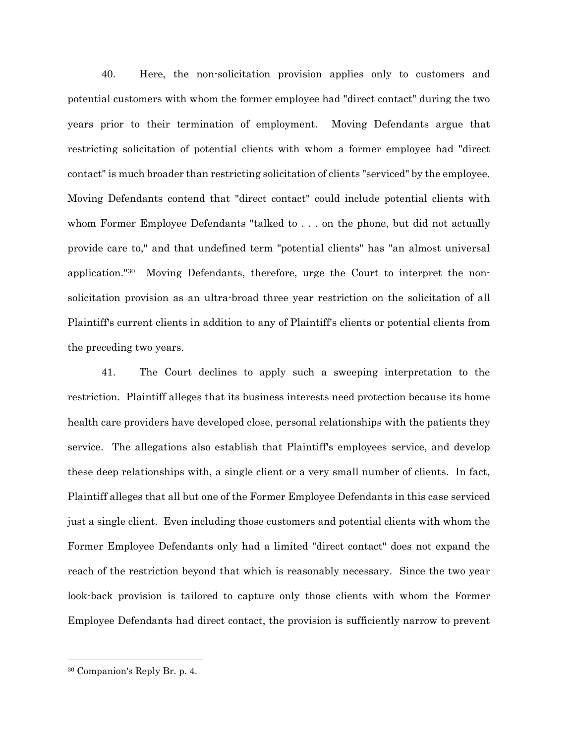40. Here, the non-solicitation provision applies only to customers and potential customers with whom the former employee had "direct contact" during the two years prior to their termination of employment. Moving Defendants argue that restricting solicitation of potential clients with whom a former employee had "direct contact" is much broader than restricting solicitation of clients "serviced" by the employee. Moving Defendants contend that "direct contact" could include potential clients with whom Former Employee Defendants "talked to . . . on the phone, but did not actually provide care to," and that undefined term "potential clients" has "an almost universal application."[30] Moving Defendants, therefore, urge the Court to interpret the non-solicitation provision as an ultra-broad three year restriction on the solicitation of all Plaintiff's current clients in addition to any of Plaintiff's clients or potential clients from the preceding two years.

41. The Court declines to apply such a sweeping interpretation to the restriction. Plaintiff alleges that its business interests need protection because its home health care providers have developed close, personal relationships with the patients they service. The allegations also establish that Plaintiff's employees service, and develop these deep relationships with, a single client or a very small number of clients. In fact, Plaintiff alleges that all but one of the Former Employee Defendants in this case serviced just a single client. Even including those customers and potential clients with whom the Former Employee Defendants only had a limited "direct contact" does not expand the reach of the restriction beyond that which is reasonably necessary. Since the two year look-back provision is tailored to capture only those clients with whom the Former Employee Defendants had direct contact, the provision is sufficiently narrow to prevent

---

[30] Companion's Reply Br. p. 4.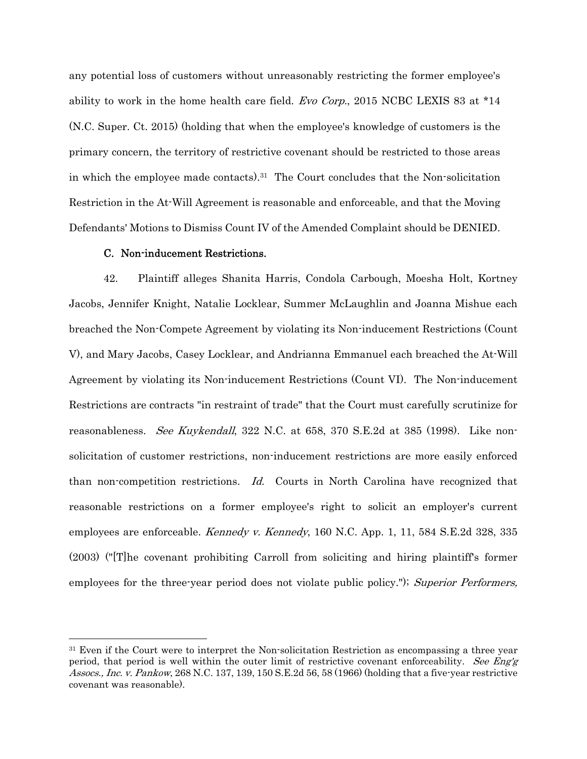any potential loss of customers without unreasonably restricting the former employee's ability to work in the home health care field. *Evo Corp.*, 2015 NCBC LEXIS 83 at *14 (N.C. Super. Ct. 2015) (holding that when the employee's knowledge of customers is the primary concern, the territory of restrictive covenant should be restricted to those areas in which the employee made contacts).[31] The Court concludes that the Non-solicitation Restriction in the At-Will Agreement is reasonable and enforceable, and that the Moving Defendants' Motions to Dismiss Count IV of the Amended Complaint should be DENIED.

### C. Non-inducement Restrictions.

42. Plaintiff alleges Shanita Harris, Condola Carbough, Moesha Holt, Kortney Jacobs, Jennifer Knight, Natalie Locklear, Summer McLaughlin and Joanna Mishue each breached the Non-Compete Agreement by violating its Non-inducement Restrictions (Count V), and Mary Jacobs, Casey Locklear, and Andrianna Emmanuel each breached the At-Will Agreement by violating its Non-inducement Restrictions (Count VI). The Non-inducement Restrictions are contracts "in restraint of trade" that the Court must carefully scrutinize for reasonableness. *See Kuykendall*, 322 N.C. at 658, 370 S.E.2d at 385 (1998). Like non-solicitation of customer restrictions, non-inducement restrictions are more easily enforced than non-competition restrictions. *Id.* Courts in North Carolina have recognized that reasonable restrictions on a former employee's right to solicit an employer's current employees are enforceable. *Kennedy v. Kennedy*, 160 N.C. App. 1, 11, 584 S.E.2d 328, 335 (2003) ("[T]he covenant prohibiting Carroll from soliciting and hiring plaintiff's former employees for the three-year period does not violate public policy."); *Superior Performers,*

---

[31] Even if the Court were to interpret the Non-solicitation Restriction as encompassing a three year period, that period is well within the outer limit of restrictive covenant enforceability. *See Eng'g Assocs., Inc. v. Pankow*, 268 N.C. 137, 139, 150 S.E.2d 56, 58 (1966) (holding that a five-year restrictive covenant was reasonable).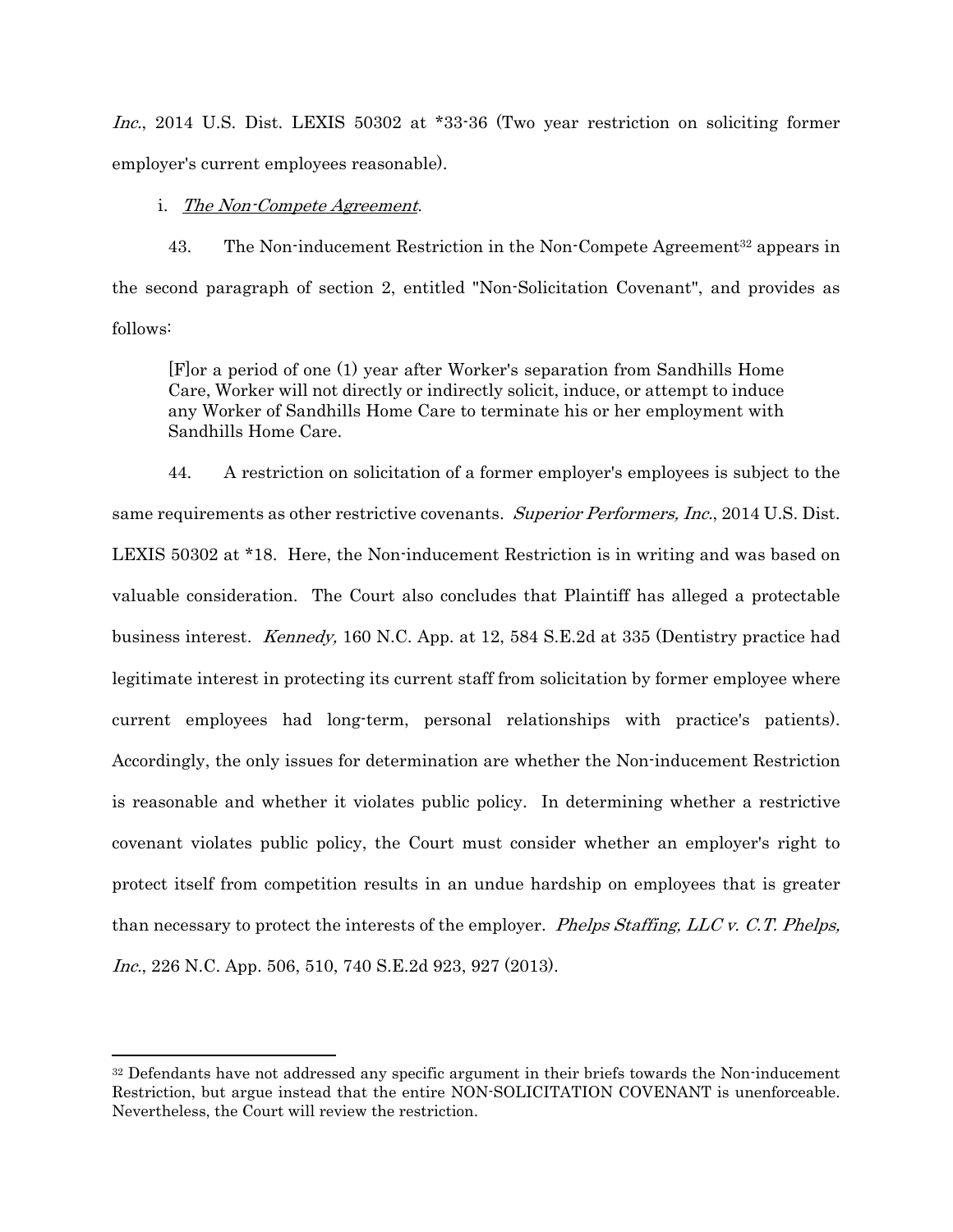*Inc.*, 2014 U.S. Dist. LEXIS 50302 at *33-36 (Two year restriction on soliciting former employer's current employees reasonable).

i. *The Non-Compete Agreement*.

43. The Non-inducement Restriction in the Non-Compete Agreement[32] appears in the second paragraph of section 2, entitled "Non-Solicitation Covenant", and provides as follows:

> [F]or a period of one (1) year after Worker's separation from Sandhills Home Care, Worker will not directly or indirectly solicit, induce, or attempt to induce any Worker of Sandhills Home Care to terminate his or her employment with Sandhills Home Care.

44. A restriction on solicitation of a former employer's employees is subject to the same requirements as other restrictive covenants. *Superior Performers, Inc.*, 2014 U.S. Dist. LEXIS 50302 at *18. Here, the Non-inducement Restriction is in writing and was based on valuable consideration. The Court also concludes that Plaintiff has alleged a protectable business interest. *Kennedy,* 160 N.C. App. at 12, 584 S.E.2d at 335 (Dentistry practice had legitimate interest in protecting its current staff from solicitation by former employee where current employees had long-term, personal relationships with practice's patients). Accordingly, the only issues for determination are whether the Non-inducement Restriction is reasonable and whether it violates public policy. In determining whether a restrictive covenant violates public policy, the Court must consider whether an employer's right to protect itself from competition results in an undue hardship on employees that is greater than necessary to protect the interests of the employer. *Phelps Staffing, LLC v. C.T. Phelps, Inc.*, 226 N.C. App. 506, 510, 740 S.E.2d 923, 927 (2013).

---

[32] Defendants have not addressed any specific argument in their briefs towards the Non-inducement Restriction, but argue instead that the entire NON-SOLICITATION COVENANT is unenforceable. Nevertheless, the Court will review the restriction.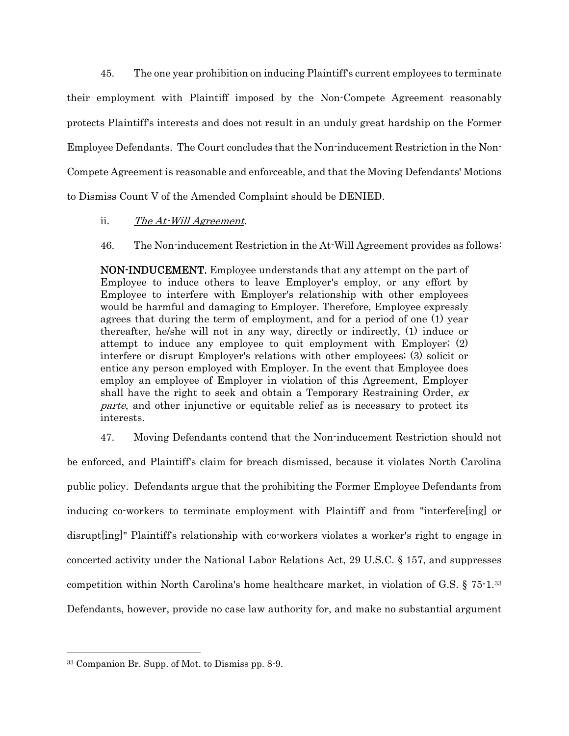45. The one year prohibition on inducing Plaintiff's current employees to terminate their employment with Plaintiff imposed by the Non-Compete Agreement reasonably protects Plaintiff's interests and does not result in an unduly great hardship on the Former Employee Defendants. The Court concludes that the Non-inducement Restriction in the Non-Compete Agreement is reasonable and enforceable, and that the Moving Defendants' Motions to Dismiss Count V of the Amended Complaint should be DENIED.

ii. *The At-Will Agreement*.

46. The Non-inducement Restriction in the At-Will Agreement provides as follows:

> **NON-INDUCEMENT.** Employee understands that any attempt on the part of Employee to induce others to leave Employer's employ, or any effort by Employee to interfere with Employer's relationship with other employees would be harmful and damaging to Employer. Therefore, Employee expressly agrees that during the term of employment, and for a period of one (1) year thereafter, he/she will not in any way, directly or indirectly, (1) induce or attempt to induce any employee to quit employment with Employer; (2) interfere or disrupt Employer's relations with other employees; (3) solicit or entice any person employed with Employer. In the event that Employee does employ an employee of Employer in violation of this Agreement, Employer shall have the right to seek and obtain a Temporary Restraining Order, *ex parte*, and other injunctive or equitable relief as is necessary to protect its interests.

47. Moving Defendants contend that the Non-inducement Restriction should not be enforced, and Plaintiff's claim for breach dismissed, because it violates North Carolina public policy. Defendants argue that the prohibiting the Former Employee Defendants from inducing co-workers to terminate employment with Plaintiff and from "interfere[ing] or disrupt[ing]" Plaintiff's relationship with co-workers violates a worker's right to engage in concerted activity under the National Labor Relations Act, 29 U.S.C. § 157, and suppresses competition within North Carolina's home healthcare market, in violation of G.S. § 75-1.[33] Defendants, however, provide no case law authority for, and make no substantial argument

[33] Companion Br. Supp. of Mot. to Dismiss pp. 8-9.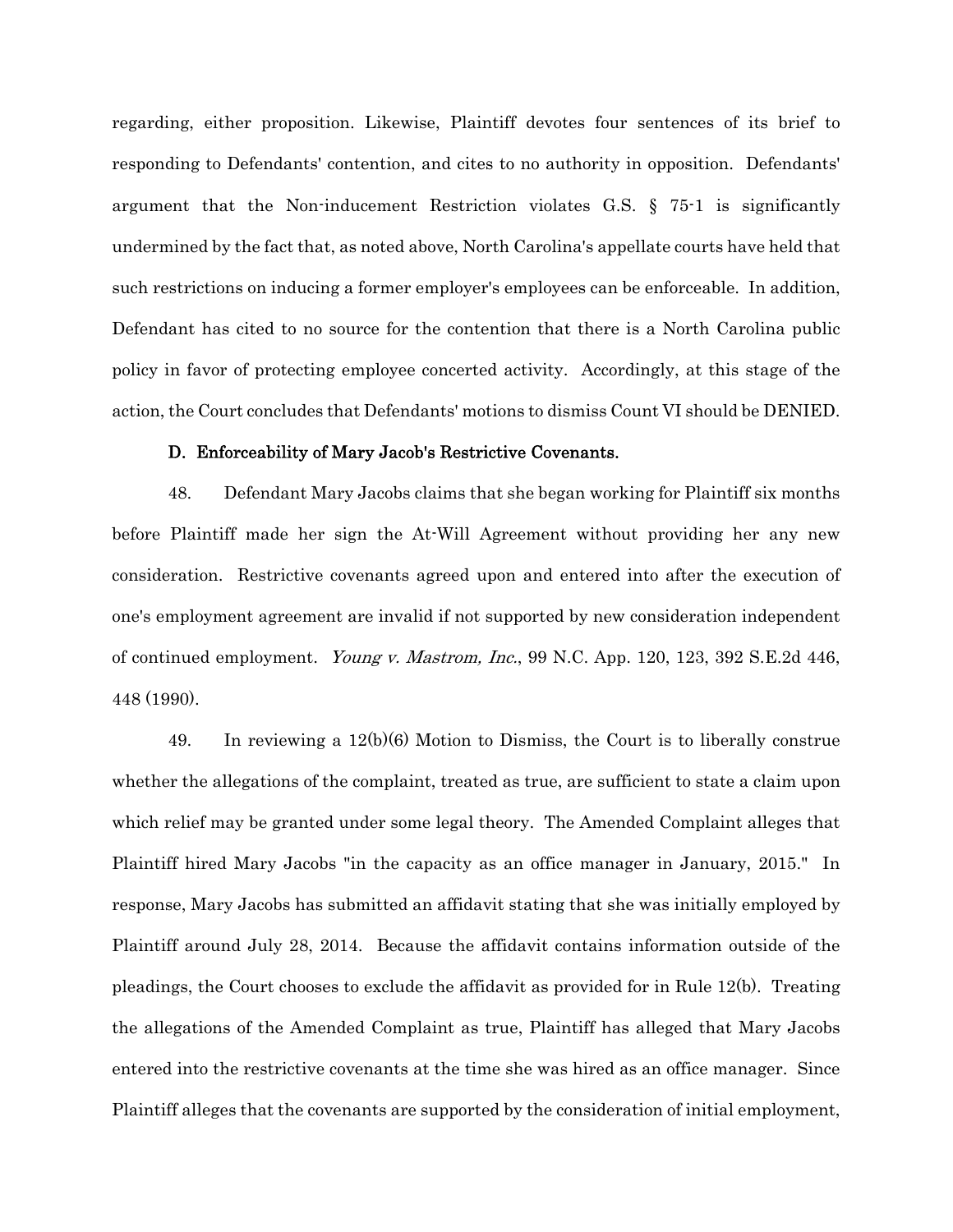regarding, either proposition. Likewise, Plaintiff devotes four sentences of its brief to responding to Defendants' contention, and cites to no authority in opposition. Defendants' argument that the Non-inducement Restriction violates G.S. § 75-1 is significantly undermined by the fact that, as noted above, North Carolina's appellate courts have held that such restrictions on inducing a former employer's employees can be enforceable. In addition, Defendant has cited to no source for the contention that there is a North Carolina public policy in favor of protecting employee concerted activity. Accordingly, at this stage of the action, the Court concludes that Defendants' motions to dismiss Count VI should be DENIED.

**D. Enforceability of Mary Jacob's Restrictive Covenants.**

48. Defendant Mary Jacobs claims that she began working for Plaintiff six months before Plaintiff made her sign the At-Will Agreement without providing her any new consideration. Restrictive covenants agreed upon and entered into after the execution of one's employment agreement are invalid if not supported by new consideration independent of continued employment. *Young v. Mastrom, Inc.*, 99 N.C. App. 120, 123, 392 S.E.2d 446, 448 (1990).

49. In reviewing a 12(b)(6) Motion to Dismiss, the Court is to liberally construe whether the allegations of the complaint, treated as true, are sufficient to state a claim upon which relief may be granted under some legal theory. The Amended Complaint alleges that Plaintiff hired Mary Jacobs "in the capacity as an office manager in January, 2015." In response, Mary Jacobs has submitted an affidavit stating that she was initially employed by Plaintiff around July 28, 2014. Because the affidavit contains information outside of the pleadings, the Court chooses to exclude the affidavit as provided for in Rule 12(b). Treating the allegations of the Amended Complaint as true, Plaintiff has alleged that Mary Jacobs entered into the restrictive covenants at the time she was hired as an office manager. Since Plaintiff alleges that the covenants are supported by the consideration of initial employment,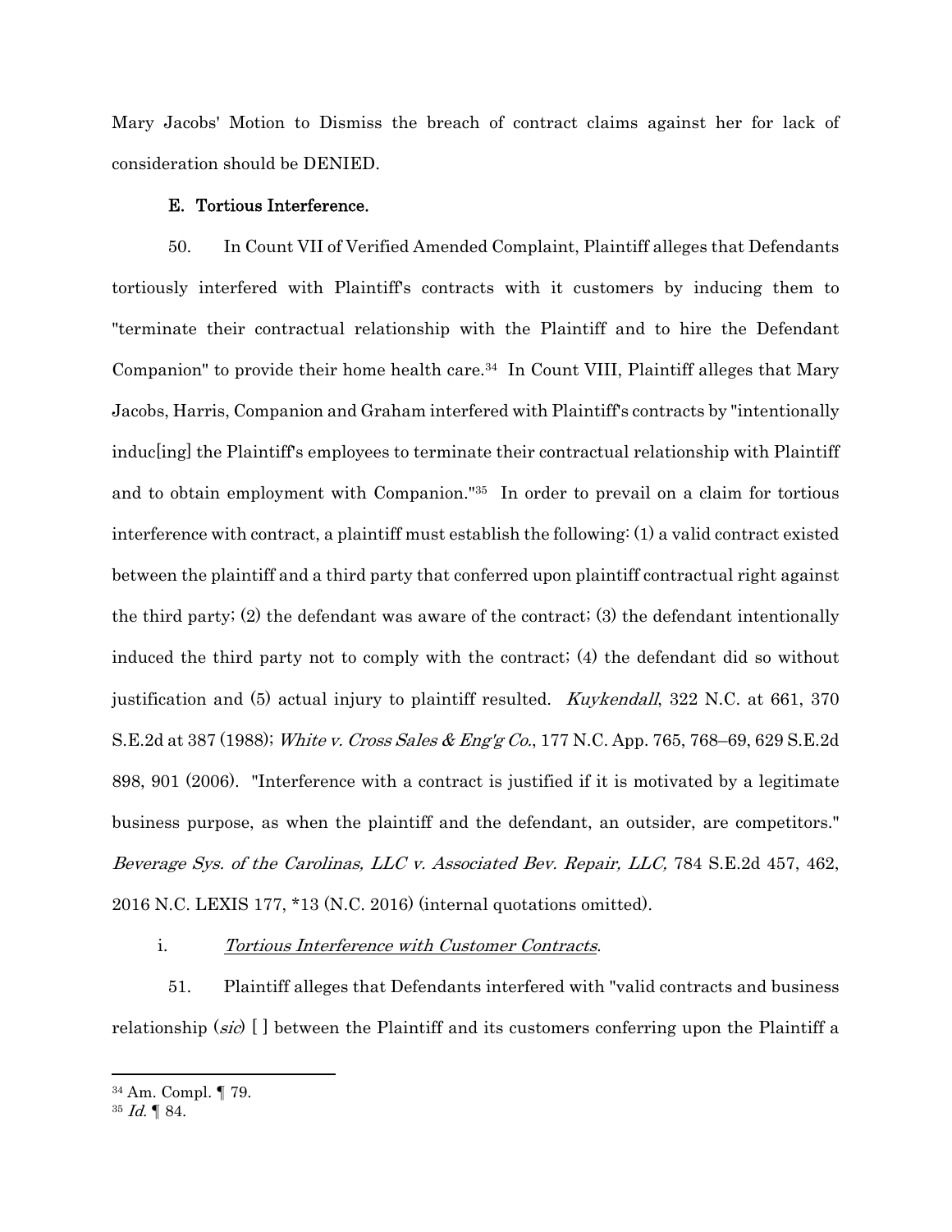Mary Jacobs' Motion to Dismiss the breach of contract claims against her for lack of consideration should be DENIED.

### E. Tortious Interference.

50. In Count VII of Verified Amended Complaint, Plaintiff alleges that Defendants tortiously interfered with Plaintiff's contracts with it customers by inducing them to "terminate their contractual relationship with the Plaintiff and to hire the Defendant Companion" to provide their home health care.[34] In Count VIII, Plaintiff alleges that Mary Jacobs, Harris, Companion and Graham interfered with Plaintiff's contracts by "intentionally induc[ing] the Plaintiff's employees to terminate their contractual relationship with Plaintiff and to obtain employment with Companion."[35] In order to prevail on a claim for tortious interference with contract, a plaintiff must establish the following: (1) a valid contract existed between the plaintiff and a third party that conferred upon plaintiff contractual right against the third party; (2) the defendant was aware of the contract; (3) the defendant intentionally induced the third party not to comply with the contract; (4) the defendant did so without justification and (5) actual injury to plaintiff resulted. *Kuykendall*, 322 N.C. at 661, 370 S.E.2d at 387 (1988); *White v. Cross Sales & Eng'g Co.*, 177 N.C. App. 765, 768–69, 629 S.E.2d 898, 901 (2006). "Interference with a contract is justified if it is motivated by a legitimate business purpose, as when the plaintiff and the defendant, an outsider, are competitors." *Beverage Sys. of the Carolinas, LLC v. Associated Bev. Repair, LLC,* 784 S.E.2d 457, 462, 2016 N.C. LEXIS 177, *13 (N.C. 2016) (internal quotations omitted).

i. *Tortious Interference with Customer Contracts*.

51. Plaintiff alleges that Defendants interfered with "valid contracts and business relationship (*sic*) [ ] between the Plaintiff and its customers conferring upon the Plaintiff a

---

[34] Am. Compl. ¶ 79.

[35] *Id.* ¶ 84.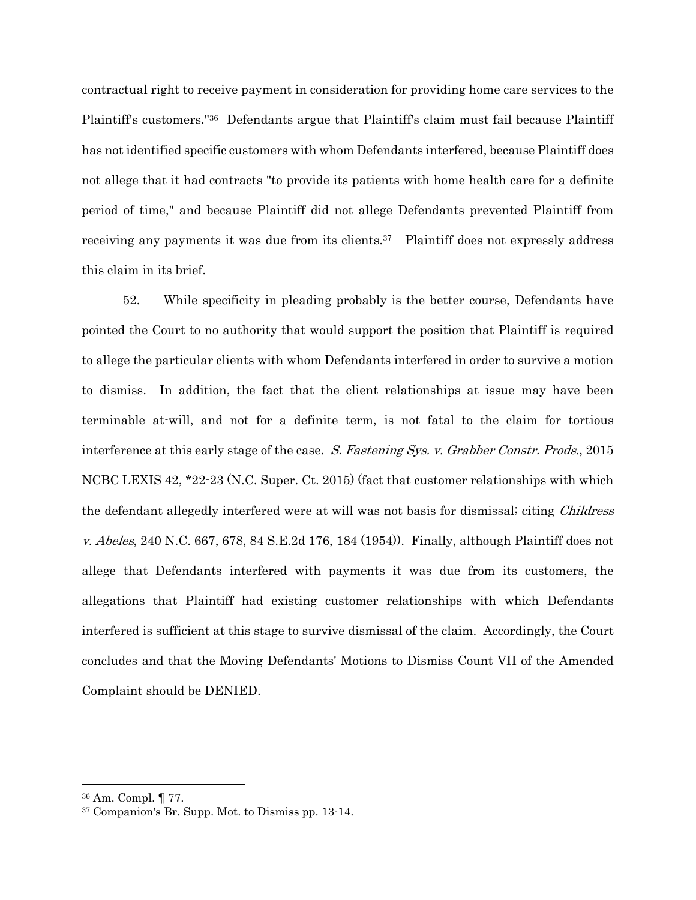contractual right to receive payment in consideration for providing home care services to the Plaintiff's customers."[36] Defendants argue that Plaintiff's claim must fail because Plaintiff has not identified specific customers with whom Defendants interfered, because Plaintiff does not allege that it had contracts "to provide its patients with home health care for a definite period of time," and because Plaintiff did not allege Defendants prevented Plaintiff from receiving any payments it was due from its clients.[37] Plaintiff does not expressly address this claim in its brief.

52. While specificity in pleading probably is the better course, Defendants have pointed the Court to no authority that would support the position that Plaintiff is required to allege the particular clients with whom Defendants interfered in order to survive a motion to dismiss. In addition, the fact that the client relationships at issue may have been terminable at-will, and not for a definite term, is not fatal to the claim for tortious interference at this early stage of the case. *S. Fastening Sys. v. Grabber Constr. Prods.*, 2015 NCBC LEXIS 42, *22-23 (N.C. Super. Ct. 2015) (fact that customer relationships with which the defendant allegedly interfered were at will was not basis for dismissal; citing *Childress v. Abeles*, 240 N.C. 667, 678, 84 S.E.2d 176, 184 (1954)). Finally, although Plaintiff does not allege that Defendants interfered with payments it was due from its customers, the allegations that Plaintiff had existing customer relationships with which Defendants interfered is sufficient at this stage to survive dismissal of the claim. Accordingly, the Court concludes and that the Moving Defendants' Motions to Dismiss Count VII of the Amended Complaint should be DENIED.

---

[36] Am. Compl. ¶ 77.

[37] Companion's Br. Supp. Mot. to Dismiss pp. 13-14.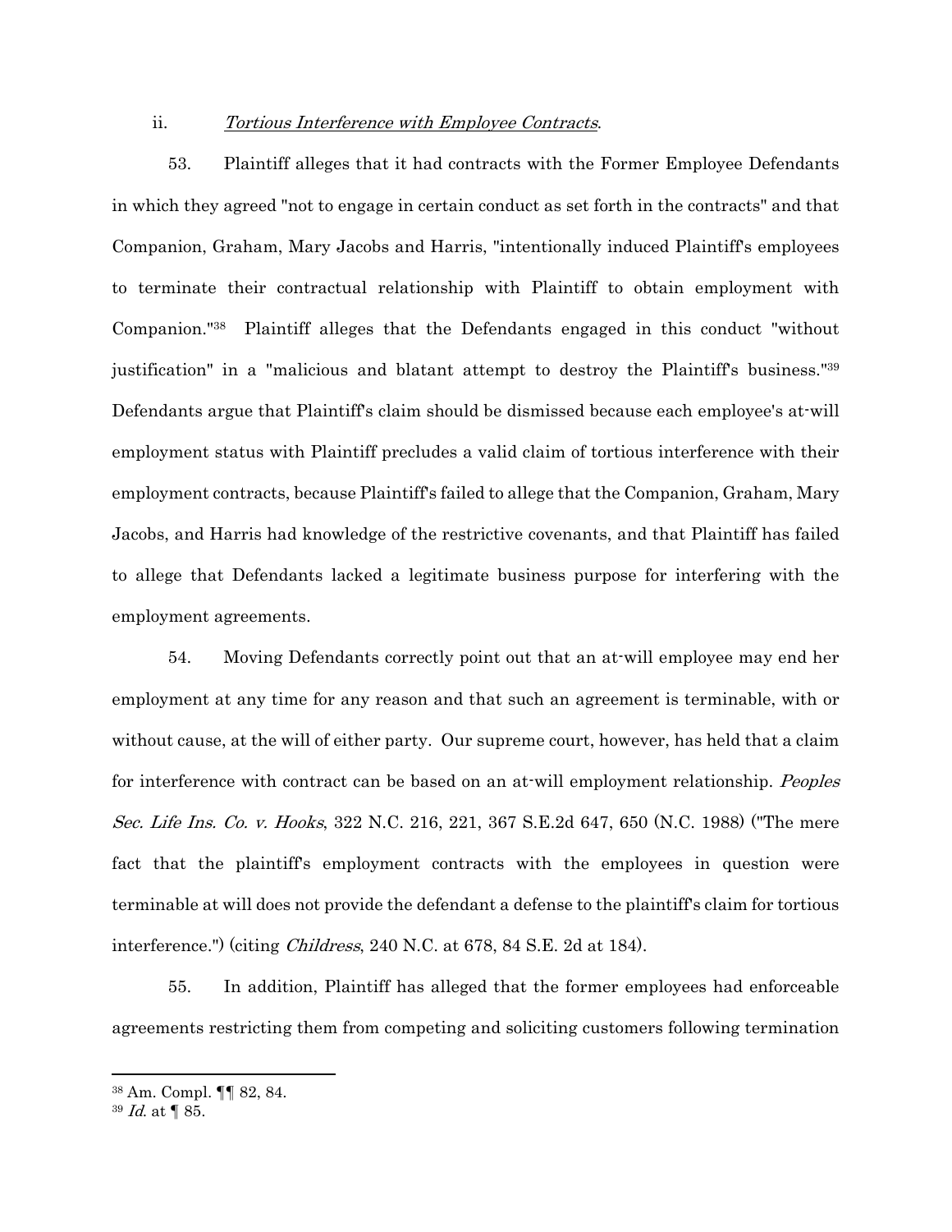ii. *Tortious Interference with Employee Contracts*.

53. Plaintiff alleges that it had contracts with the Former Employee Defendants in which they agreed "not to engage in certain conduct as set forth in the contracts" and that Companion, Graham, Mary Jacobs and Harris, "intentionally induced Plaintiff's employees to terminate their contractual relationship with Plaintiff to obtain employment with Companion."[38] Plaintiff alleges that the Defendants engaged in this conduct "without justification" in a "malicious and blatant attempt to destroy the Plaintiff's business."[39] Defendants argue that Plaintiff's claim should be dismissed because each employee's at-will employment status with Plaintiff precludes a valid claim of tortious interference with their employment contracts, because Plaintiff's failed to allege that the Companion, Graham, Mary Jacobs, and Harris had knowledge of the restrictive covenants, and that Plaintiff has failed to allege that Defendants lacked a legitimate business purpose for interfering with the employment agreements.

54. Moving Defendants correctly point out that an at-will employee may end her employment at any time for any reason and that such an agreement is terminable, with or without cause, at the will of either party. Our supreme court, however, has held that a claim for interference with contract can be based on an at-will employment relationship. *Peoples Sec. Life Ins. Co. v. Hooks*, 322 N.C. 216, 221, 367 S.E.2d 647, 650 (N.C. 1988) ("The mere fact that the plaintiff's employment contracts with the employees in question were terminable at will does not provide the defendant a defense to the plaintiff's claim for tortious interference.") (citing *Childress*, 240 N.C. at 678, 84 S.E. 2d at 184).

55. In addition, Plaintiff has alleged that the former employees had enforceable agreements restricting them from competing and soliciting customers following termination

---

[38] Am. Compl. ¶¶ 82, 84.

[39] *Id.* at ¶ 85.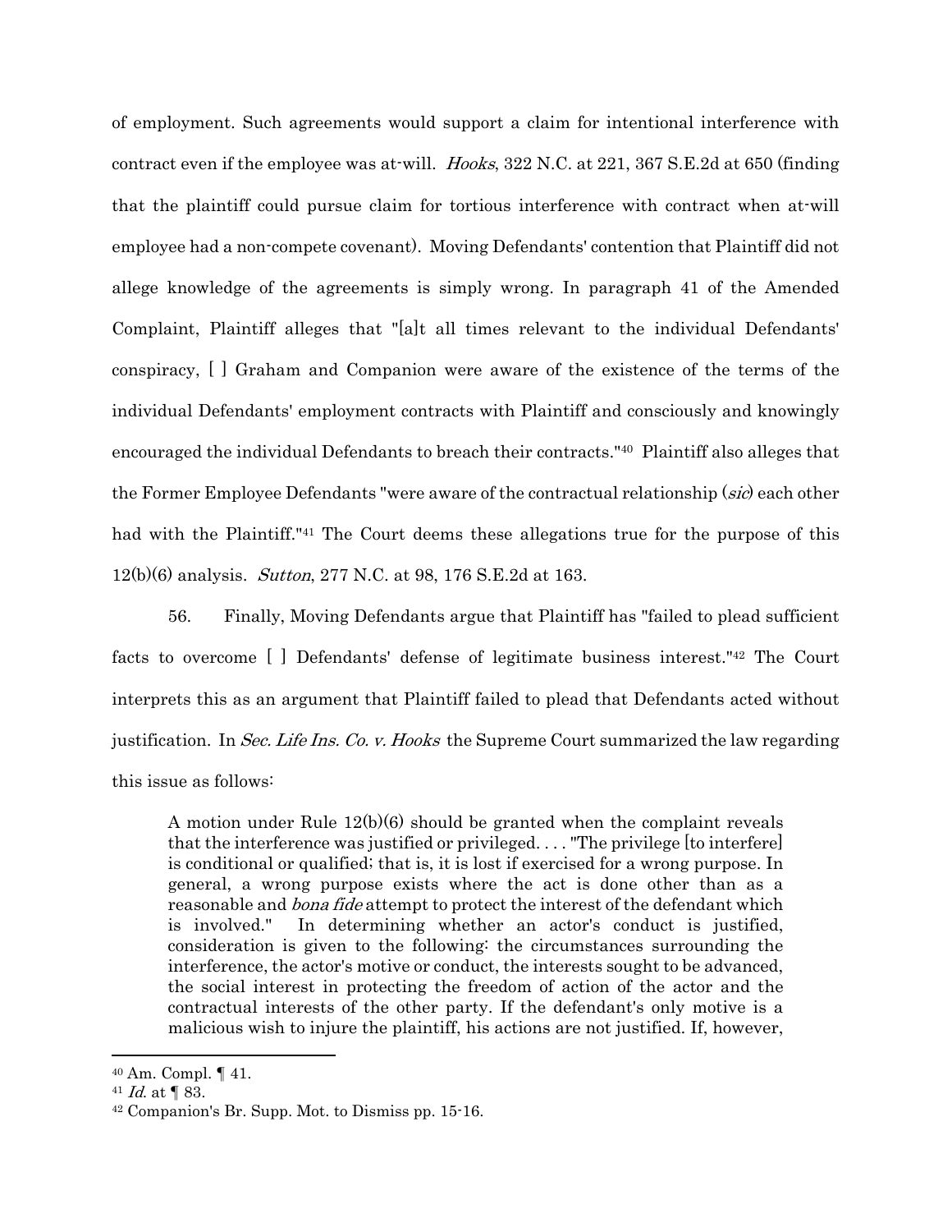of employment. Such agreements would support a claim for intentional interference with contract even if the employee was at-will. *Hooks*, 322 N.C. at 221, 367 S.E.2d at 650 (finding that the plaintiff could pursue claim for tortious interference with contract when at-will employee had a non-compete covenant). Moving Defendants' contention that Plaintiff did not allege knowledge of the agreements is simply wrong. In paragraph 41 of the Amended Complaint, Plaintiff alleges that "[a]t all times relevant to the individual Defendants' conspiracy, [ ] Graham and Companion were aware of the existence of the terms of the individual Defendants' employment contracts with Plaintiff and consciously and knowingly encouraged the individual Defendants to breach their contracts."[40] Plaintiff also alleges that the Former Employee Defendants "were aware of the contractual relationship (*sic*) each other had with the Plaintiff."[41] The Court deems these allegations true for the purpose of this 12(b)(6) analysis. *Sutton*, 277 N.C. at 98, 176 S.E.2d at 163.

56. Finally, Moving Defendants argue that Plaintiff has "failed to plead sufficient facts to overcome [ ] Defendants' defense of legitimate business interest."[42] The Court interprets this as an argument that Plaintiff failed to plead that Defendants acted without justification. In *Sec. Life Ins. Co. v. Hooks* the Supreme Court summarized the law regarding this issue as follows:

> A motion under Rule 12(b)(6) should be granted when the complaint reveals that the interference was justified or privileged. . . . "The privilege [to interfere] is conditional or qualified; that is, it is lost if exercised for a wrong purpose. In general, a wrong purpose exists where the act is done other than as a reasonable and *bona fide* attempt to protect the interest of the defendant which is involved." In determining whether an actor's conduct is justified, consideration is given to the following: the circumstances surrounding the interference, the actor's motive or conduct, the interests sought to be advanced, the social interest in protecting the freedom of action of the actor and the contractual interests of the other party. If the defendant's only motive is a malicious wish to injure the plaintiff, his actions are not justified. If, however,

---

[40] Am. Compl. ¶ 41.

[41] *Id.* at ¶ 83.

[42] Companion's Br. Supp. Mot. to Dismiss pp. 15-16.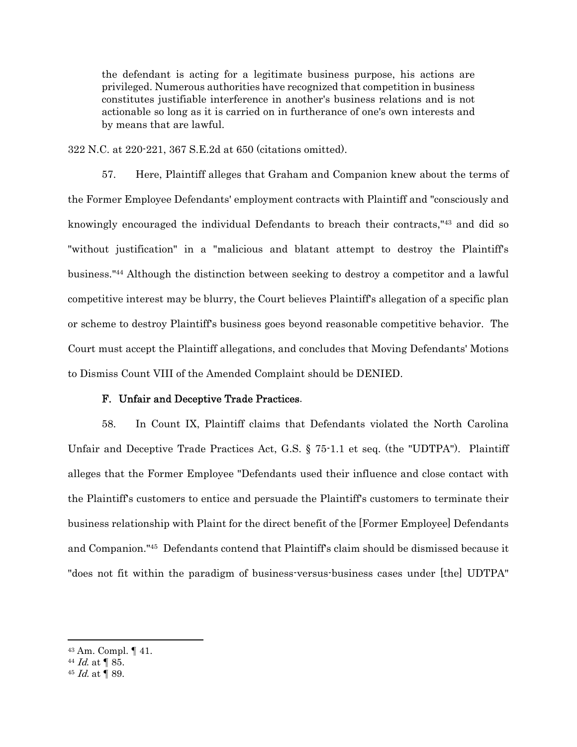> the defendant is acting for a legitimate business purpose, his actions are privileged. Numerous authorities have recognized that competition in business constitutes justifiable interference in another's business relations and is not actionable so long as it is carried on in furtherance of one's own interests and by means that are lawful.

322 N.C. at 220-221, 367 S.E.2d at 650 (citations omitted).

57. Here, Plaintiff alleges that Graham and Companion knew about the terms of the Former Employee Defendants' employment contracts with Plaintiff and "consciously and knowingly encouraged the individual Defendants to breach their contracts,"[43] and did so "without justification" in a "malicious and blatant attempt to destroy the Plaintiff's business."[44] Although the distinction between seeking to destroy a competitor and a lawful competitive interest may be blurry, the Court believes Plaintiff's allegation of a specific plan or scheme to destroy Plaintiff's business goes beyond reasonable competitive behavior. The Court must accept the Plaintiff allegations, and concludes that Moving Defendants' Motions to Dismiss Count VIII of the Amended Complaint should be DENIED.

### F. Unfair and Deceptive Trade Practices.

58. In Count IX, Plaintiff claims that Defendants violated the North Carolina Unfair and Deceptive Trade Practices Act, G.S. § 75-1.1 et seq. (the "UDTPA"). Plaintiff alleges that the Former Employee "Defendants used their influence and close contact with the Plaintiff's customers to entice and persuade the Plaintiff's customers to terminate their business relationship with Plaint for the direct benefit of the [Former Employee] Defendants and Companion."[45] Defendants contend that Plaintiff's claim should be dismissed because it "does not fit within the paradigm of business-versus-business cases under [the] UDTPA"

---

[43] Am. Compl. ¶ 41.
[44] *Id.* at ¶ 85.
[45] *Id.* at ¶ 89.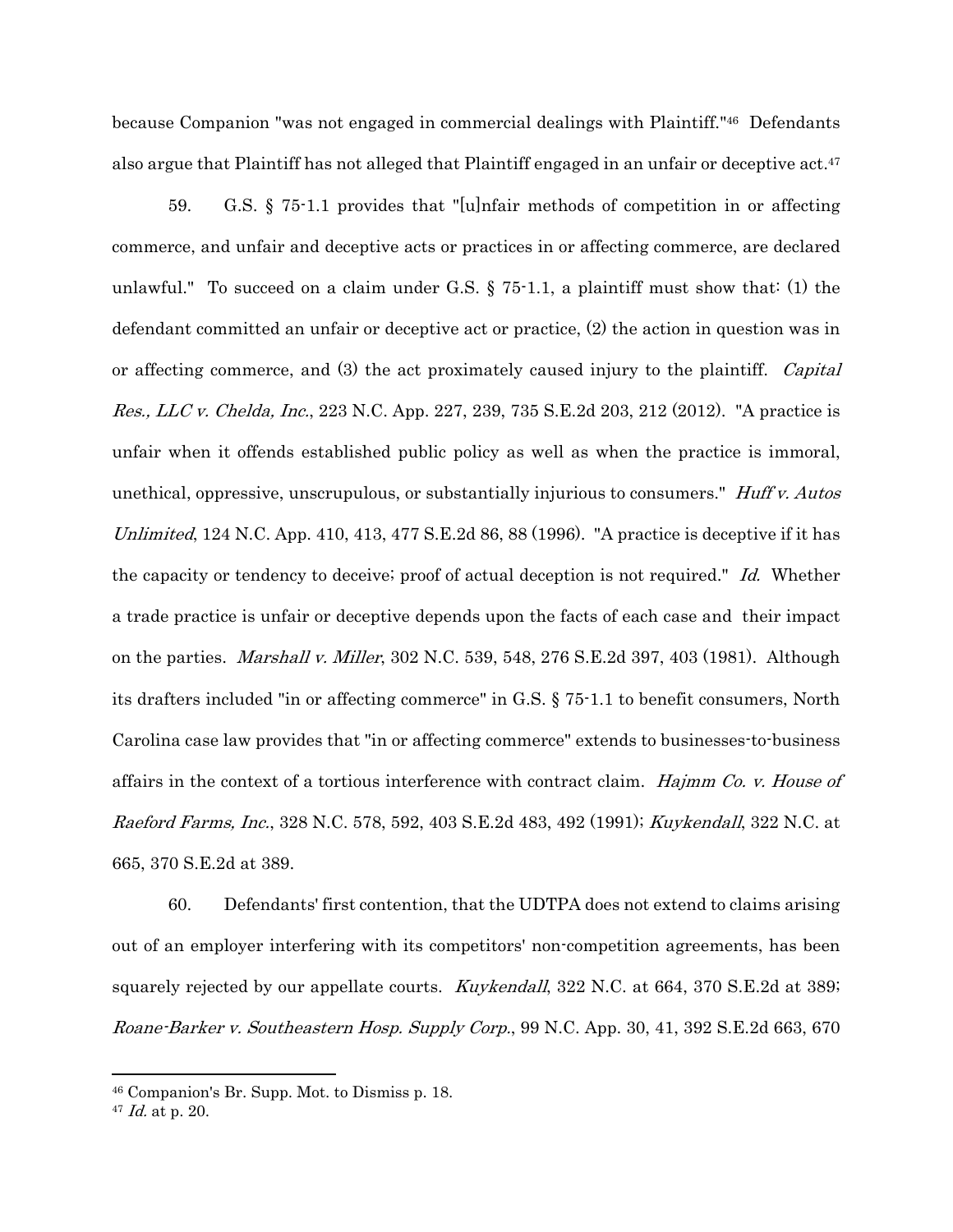because Companion "was not engaged in commercial dealings with Plaintiff."[46] Defendants also argue that Plaintiff has not alleged that Plaintiff engaged in an unfair or deceptive act.[47]

59. G.S. § 75-1.1 provides that "[u]nfair methods of competition in or affecting commerce, and unfair and deceptive acts or practices in or affecting commerce, are declared unlawful." To succeed on a claim under G.S. § 75-1.1, a plaintiff must show that: (1) the defendant committed an unfair or deceptive act or practice, (2) the action in question was in or affecting commerce, and (3) the act proximately caused injury to the plaintiff. *Capital Res., LLC v. Chelda, Inc.*, 223 N.C. App. 227, 239, 735 S.E.2d 203, 212 (2012). "A practice is unfair when it offends established public policy as well as when the practice is immoral, unethical, oppressive, unscrupulous, or substantially injurious to consumers." *Huff v. Autos Unlimited*, 124 N.C. App. 410, 413, 477 S.E.2d 86, 88 (1996). "A practice is deceptive if it has the capacity or tendency to deceive; proof of actual deception is not required." *Id.* Whether a trade practice is unfair or deceptive depends upon the facts of each case and their impact on the parties. *Marshall v. Miller*, 302 N.C. 539, 548, 276 S.E.2d 397, 403 (1981). Although its drafters included "in or affecting commerce" in G.S. § 75-1.1 to benefit consumers, North Carolina case law provides that "in or affecting commerce" extends to businesses-to-business affairs in the context of a tortious interference with contract claim. *Hajmm Co. v. House of Raeford Farms, Inc.*, 328 N.C. 578, 592, 403 S.E.2d 483, 492 (1991); *Kuykendall*, 322 N.C. at 665, 370 S.E.2d at 389.

60. Defendants' first contention, that the UDTPA does not extend to claims arising out of an employer interfering with its competitors' non-competition agreements, has been squarely rejected by our appellate courts. *Kuykendall*, 322 N.C. at 664, 370 S.E.2d at 389; *Roane-Barker v. Southeastern Hosp. Supply Corp.*, 99 N.C. App. 30, 41, 392 S.E.2d 663, 670

---

[46] Companion's Br. Supp. Mot. to Dismiss p. 18.

[47] *Id.* at p. 20.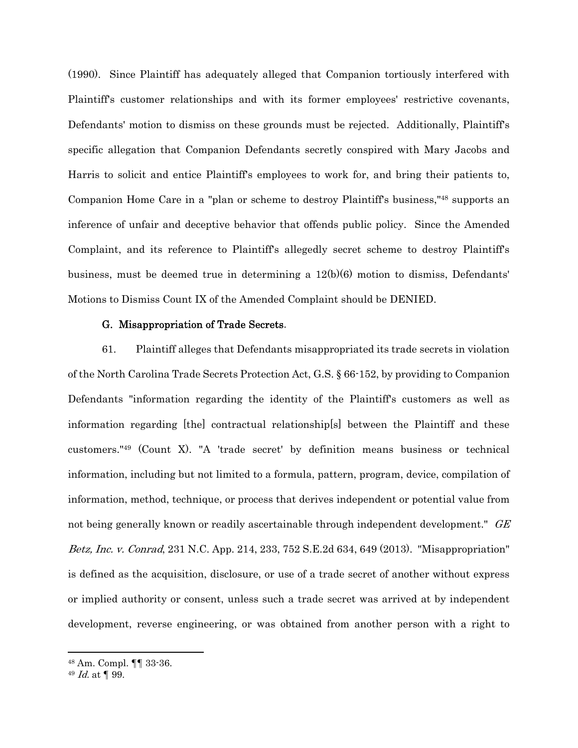(1990). Since Plaintiff has adequately alleged that Companion tortiously interfered with Plaintiff's customer relationships and with its former employees' restrictive covenants, Defendants' motion to dismiss on these grounds must be rejected. Additionally, Plaintiff's specific allegation that Companion Defendants secretly conspired with Mary Jacobs and Harris to solicit and entice Plaintiff's employees to work for, and bring their patients to, Companion Home Care in a "plan or scheme to destroy Plaintiff's business,"[48] supports an inference of unfair and deceptive behavior that offends public policy. Since the Amended Complaint, and its reference to Plaintiff's allegedly secret scheme to destroy Plaintiff's business, must be deemed true in determining a 12(b)(6) motion to dismiss, Defendants' Motions to Dismiss Count IX of the Amended Complaint should be DENIED.

**G. Misappropriation of Trade Secrets.**

61. Plaintiff alleges that Defendants misappropriated its trade secrets in violation of the North Carolina Trade Secrets Protection Act, G.S. § 66-152, by providing to Companion Defendants "information regarding the identity of the Plaintiff's customers as well as information regarding [the] contractual relationship[s] between the Plaintiff and these customers."[49] (Count X). "A 'trade secret' by definition means business or technical information, including but not limited to a formula, pattern, program, device, compilation of information, method, technique, or process that derives independent or potential value from not being generally known or readily ascertainable through independent development." *GE Betz, Inc. v. Conrad*, 231 N.C. App. 214, 233, 752 S.E.2d 634, 649 (2013). "Misappropriation" is defined as the acquisition, disclosure, or use of a trade secret of another without express or implied authority or consent, unless such a trade secret was arrived at by independent development, reverse engineering, or was obtained from another person with a right to

---

[48] Am. Compl. ¶¶ 33-36.

[49] *Id.* at ¶ 99.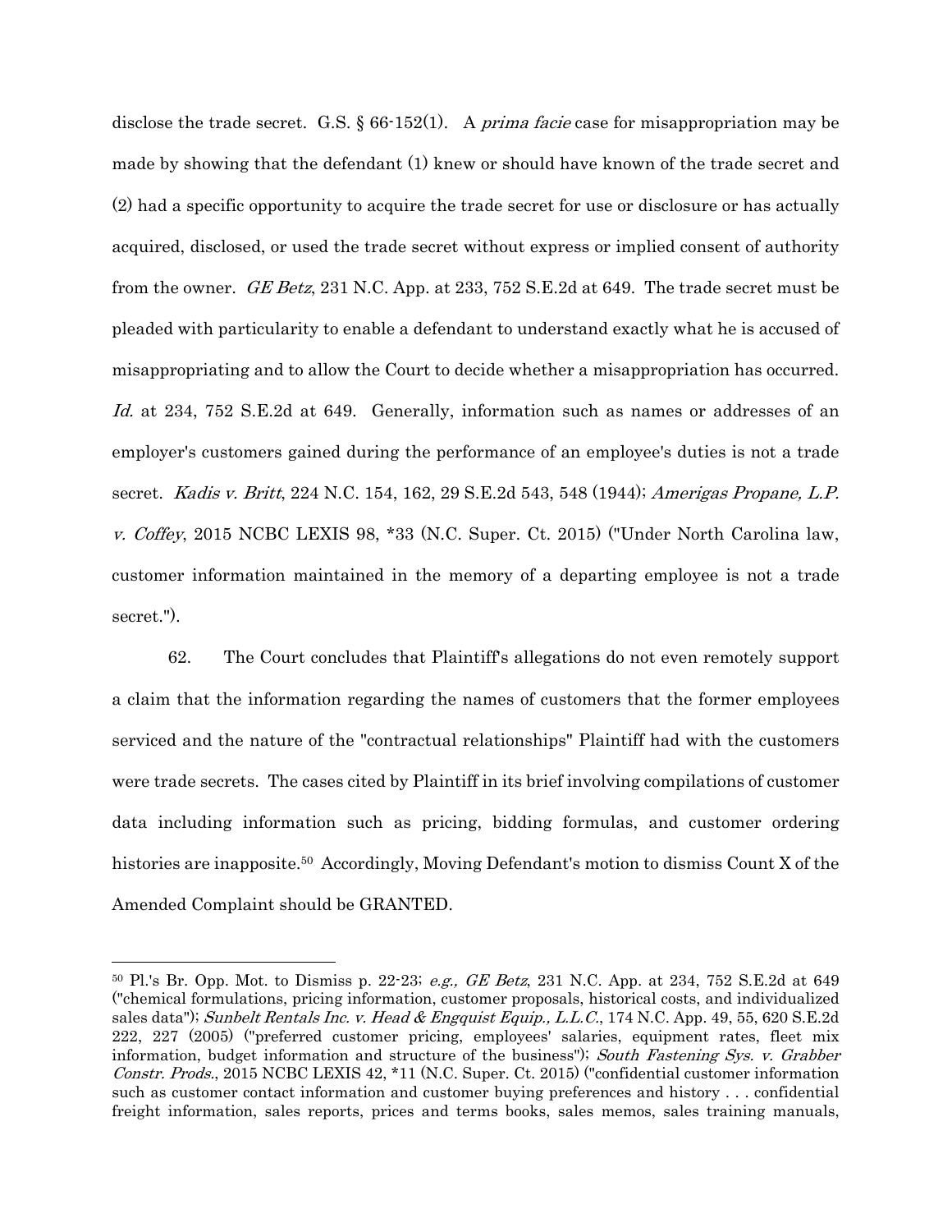disclose the trade secret. G.S. § 66-152(1). A *prima facie* case for misappropriation may be made by showing that the defendant (1) knew or should have known of the trade secret and (2) had a specific opportunity to acquire the trade secret for use or disclosure or has actually acquired, disclosed, or used the trade secret without express or implied consent of authority from the owner. *GE Betz*, 231 N.C. App. at 233, 752 S.E.2d at 649. The trade secret must be pleaded with particularity to enable a defendant to understand exactly what he is accused of misappropriating and to allow the Court to decide whether a misappropriation has occurred. *Id.* at 234, 752 S.E.2d at 649. Generally, information such as names or addresses of an employer's customers gained during the performance of an employee's duties is not a trade secret. *Kadis v. Britt*, 224 N.C. 154, 162, 29 S.E.2d 543, 548 (1944); *Amerigas Propane, L.P. v. Coffey*, 2015 NCBC LEXIS 98, *33 (N.C. Super. Ct. 2015) ("Under North Carolina law, customer information maintained in the memory of a departing employee is not a trade secret.").

62. The Court concludes that Plaintiff's allegations do not even remotely support a claim that the information regarding the names of customers that the former employees serviced and the nature of the "contractual relationships" Plaintiff had with the customers were trade secrets. The cases cited by Plaintiff in its brief involving compilations of customer data including information such as pricing, bidding formulas, and customer ordering histories are inapposite.[50] Accordingly, Moving Defendant's motion to dismiss Count X of the Amended Complaint should be GRANTED.

---

[50] Pl.'s Br. Opp. Mot. to Dismiss p. 22-23; *e.g., GE Betz*, 231 N.C. App. at 234, 752 S.E.2d at 649 ("chemical formulations, pricing information, customer proposals, historical costs, and individualized sales data"); *Sunbelt Rentals Inc. v. Head & Engquist Equip., L.L.C.*, 174 N.C. App. 49, 55, 620 S.E.2d 222, 227 (2005) ("preferred customer pricing, employees' salaries, equipment rates, fleet mix information, budget information and structure of the business"); *South Fastening Sys. v. Grabber Constr. Prods.*, 2015 NCBC LEXIS 42, *11 (N.C. Super. Ct. 2015) ("confidential customer information such as customer contact information and customer buying preferences and history . . . confidential freight information, sales reports, prices and terms books, sales memos, sales training manuals,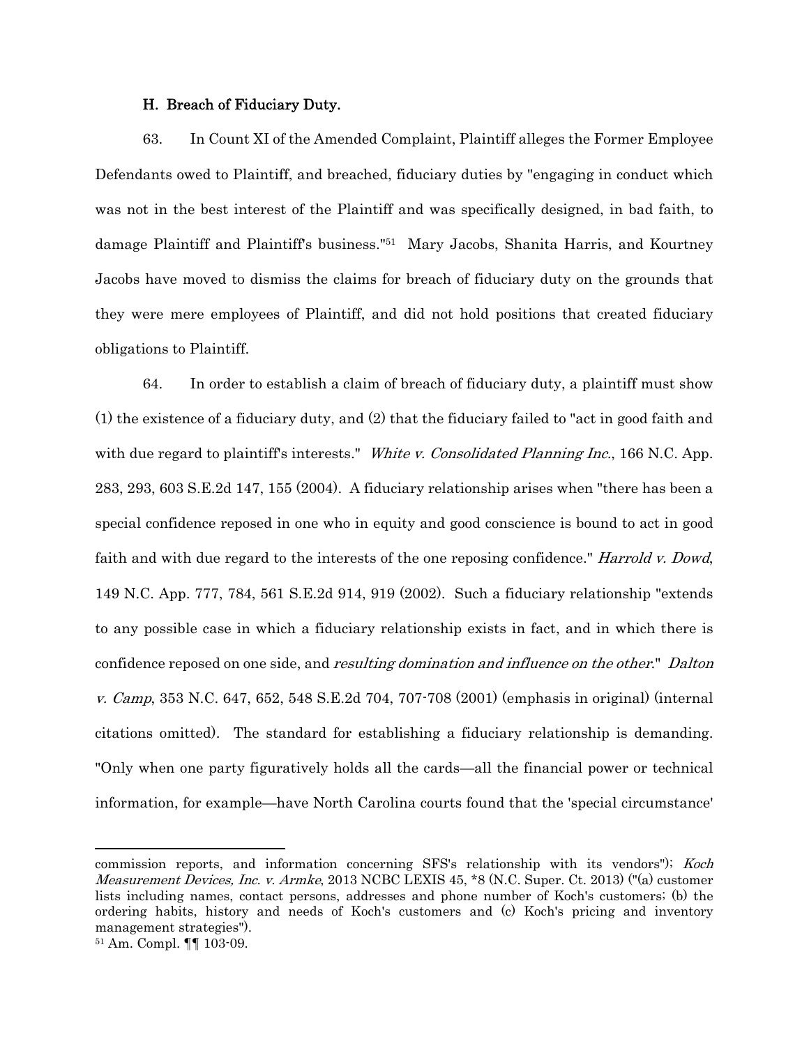### H. Breach of Fiduciary Duty.

63. In Count XI of the Amended Complaint, Plaintiff alleges the Former Employee Defendants owed to Plaintiff, and breached, fiduciary duties by "engaging in conduct which was not in the best interest of the Plaintiff and was specifically designed, in bad faith, to damage Plaintiff and Plaintiff's business."[51] Mary Jacobs, Shanita Harris, and Kourtney Jacobs have moved to dismiss the claims for breach of fiduciary duty on the grounds that they were mere employees of Plaintiff, and did not hold positions that created fiduciary obligations to Plaintiff.

64. In order to establish a claim of breach of fiduciary duty, a plaintiff must show (1) the existence of a fiduciary duty, and (2) that the fiduciary failed to "act in good faith and with due regard to plaintiff's interests." *White v. Consolidated Planning Inc.*, 166 N.C. App. 283, 293, 603 S.E.2d 147, 155 (2004). A fiduciary relationship arises when "there has been a special confidence reposed in one who in equity and good conscience is bound to act in good faith and with due regard to the interests of the one reposing confidence." *Harrold v. Dowd*, 149 N.C. App. 777, 784, 561 S.E.2d 914, 919 (2002). Such a fiduciary relationship "extends to any possible case in which a fiduciary relationship exists in fact, and in which there is confidence reposed on one side, and *resulting domination and influence on the other*." *Dalton v. Camp*, 353 N.C. 647, 652, 548 S.E.2d 704, 707-708 (2001) (emphasis in original) (internal citations omitted). The standard for establishing a fiduciary relationship is demanding. "Only when one party figuratively holds all the cards—all the financial power or technical information, for example—have North Carolina courts found that the 'special circumstance'

---

commission reports, and information concerning SFS's relationship with its vendors"); *Koch Measurement Devices, Inc. v. Armke*, 2013 NCBC LEXIS 45, *8 (N.C. Super. Ct. 2013) ("(a) customer lists including names, contact persons, addresses and phone number of Koch's customers; (b) the ordering habits, history and needs of Koch's customers and (c) Koch's pricing and inventory management strategies").

[51] Am. Compl. ¶¶ 103-09.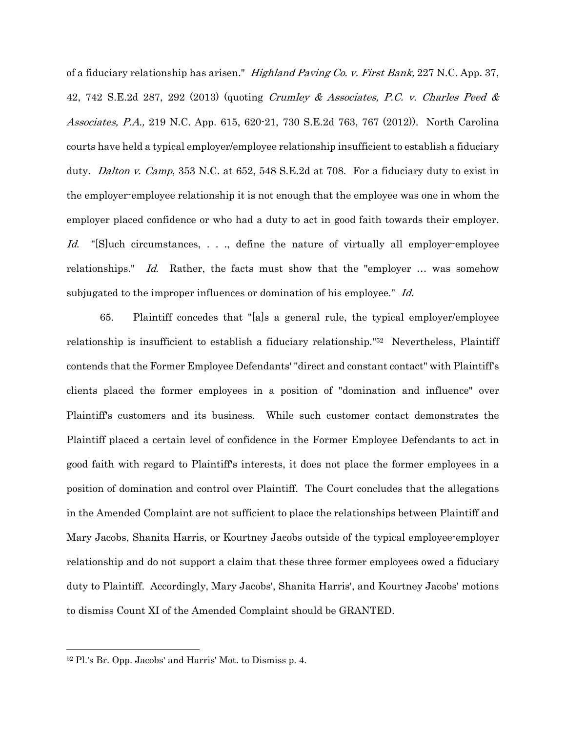of a fiduciary relationship has arisen." *Highland Paving Co. v. First Bank,* 227 N.C. App. 37, 42, 742 S.E.2d 287, 292 (2013) (quoting *Crumley & Associates, P.C. v. Charles Peed & Associates, P.A.,* 219 N.C. App. 615, 620-21, 730 S.E.2d 763, 767 (2012)). North Carolina courts have held a typical employer/employee relationship insufficient to establish a fiduciary duty. *Dalton v. Camp*, 353 N.C. at 652, 548 S.E.2d at 708. For a fiduciary duty to exist in the employer-employee relationship it is not enough that the employee was one in whom the employer placed confidence or who had a duty to act in good faith towards their employer. *Id.* "[S]uch circumstances, . . ., define the nature of virtually all employer-employee relationships." *Id.* Rather, the facts must show that the "employer … was somehow subjugated to the improper influences or domination of his employee." *Id.*

65. Plaintiff concedes that "[a]s a general rule, the typical employer/employee relationship is insufficient to establish a fiduciary relationship."[52] Nevertheless, Plaintiff contends that the Former Employee Defendants' "direct and constant contact" with Plaintiff's clients placed the former employees in a position of "domination and influence" over Plaintiff's customers and its business. While such customer contact demonstrates the Plaintiff placed a certain level of confidence in the Former Employee Defendants to act in good faith with regard to Plaintiff's interests, it does not place the former employees in a position of domination and control over Plaintiff. The Court concludes that the allegations in the Amended Complaint are not sufficient to place the relationships between Plaintiff and Mary Jacobs, Shanita Harris, or Kourtney Jacobs outside of the typical employee-employer relationship and do not support a claim that these three former employees owed a fiduciary duty to Plaintiff. Accordingly, Mary Jacobs', Shanita Harris', and Kourtney Jacobs' motions to dismiss Count XI of the Amended Complaint should be GRANTED.

---

[52] Pl.'s Br. Opp. Jacobs' and Harris' Mot. to Dismiss p. 4.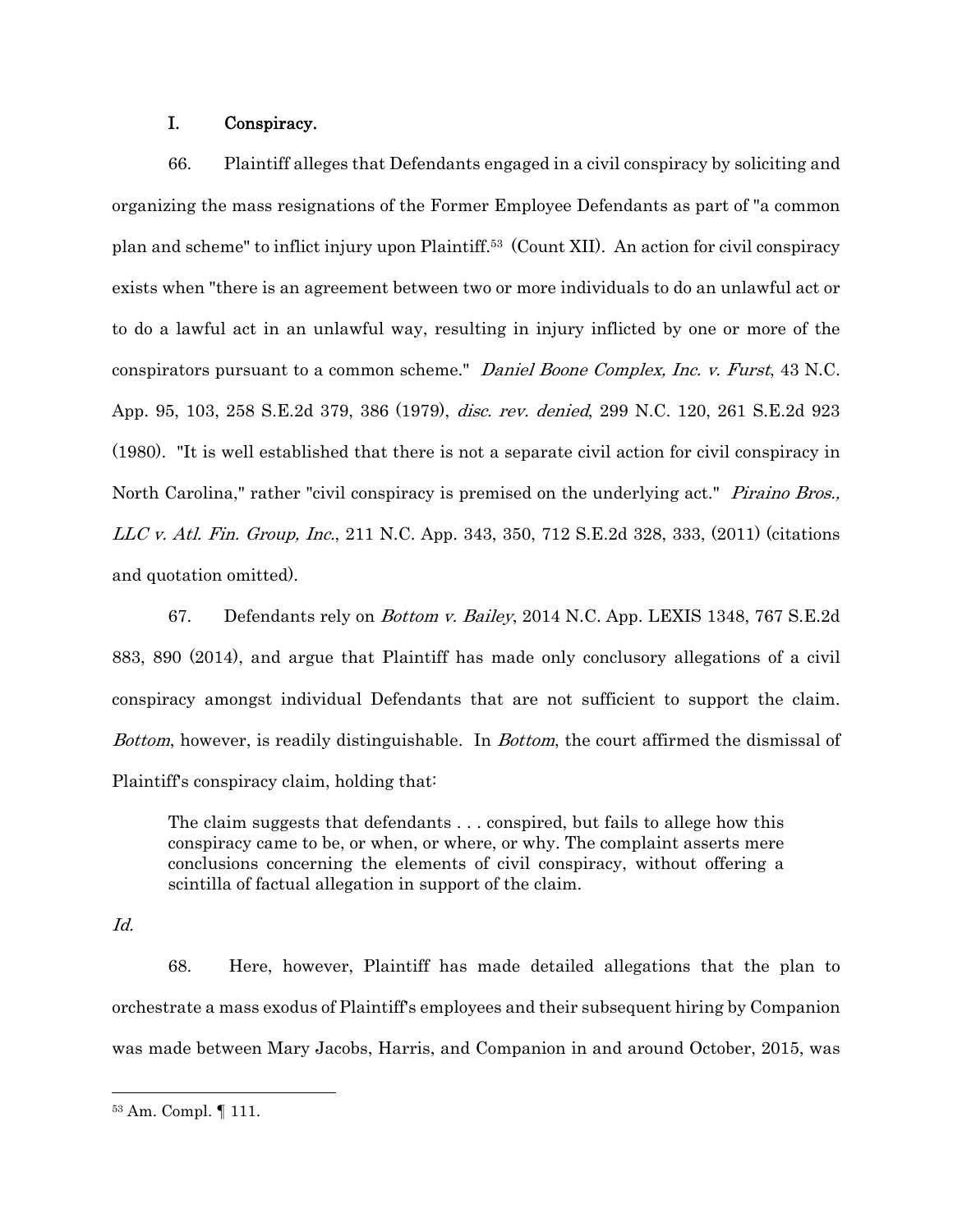### I. Conspiracy.

66. Plaintiff alleges that Defendants engaged in a civil conspiracy by soliciting and organizing the mass resignations of the Former Employee Defendants as part of "a common plan and scheme" to inflict injury upon Plaintiff.[53] (Count XII). An action for civil conspiracy exists when "there is an agreement between two or more individuals to do an unlawful act or to do a lawful act in an unlawful way, resulting in injury inflicted by one or more of the conspirators pursuant to a common scheme." *Daniel Boone Complex, Inc. v. Furst*, 43 N.C. App. 95, 103, 258 S.E.2d 379, 386 (1979), *disc. rev. denied*, 299 N.C. 120, 261 S.E.2d 923 (1980). "It is well established that there is not a separate civil action for civil conspiracy in North Carolina," rather "civil conspiracy is premised on the underlying act." *Piraino Bros., LLC v. Atl. Fin. Group, Inc.*, 211 N.C. App. 343, 350, 712 S.E.2d 328, 333, (2011) (citations and quotation omitted).

67. Defendants rely on *Bottom v. Bailey*, 2014 N.C. App. LEXIS 1348, 767 S.E.2d 883, 890 (2014), and argue that Plaintiff has made only conclusory allegations of a civil conspiracy amongst individual Defendants that are not sufficient to support the claim. *Bottom*, however, is readily distinguishable. In *Bottom*, the court affirmed the dismissal of Plaintiff's conspiracy claim, holding that:

> The claim suggests that defendants . . . conspired, but fails to allege how this conspiracy came to be, or when, or where, or why. The complaint asserts mere conclusions concerning the elements of civil conspiracy, without offering a scintilla of factual allegation in support of the claim.

*Id.*

68. Here, however, Plaintiff has made detailed allegations that the plan to orchestrate a mass exodus of Plaintiff's employees and their subsequent hiring by Companion was made between Mary Jacobs, Harris, and Companion in and around October, 2015, was

[53] Am. Compl. ¶ 111.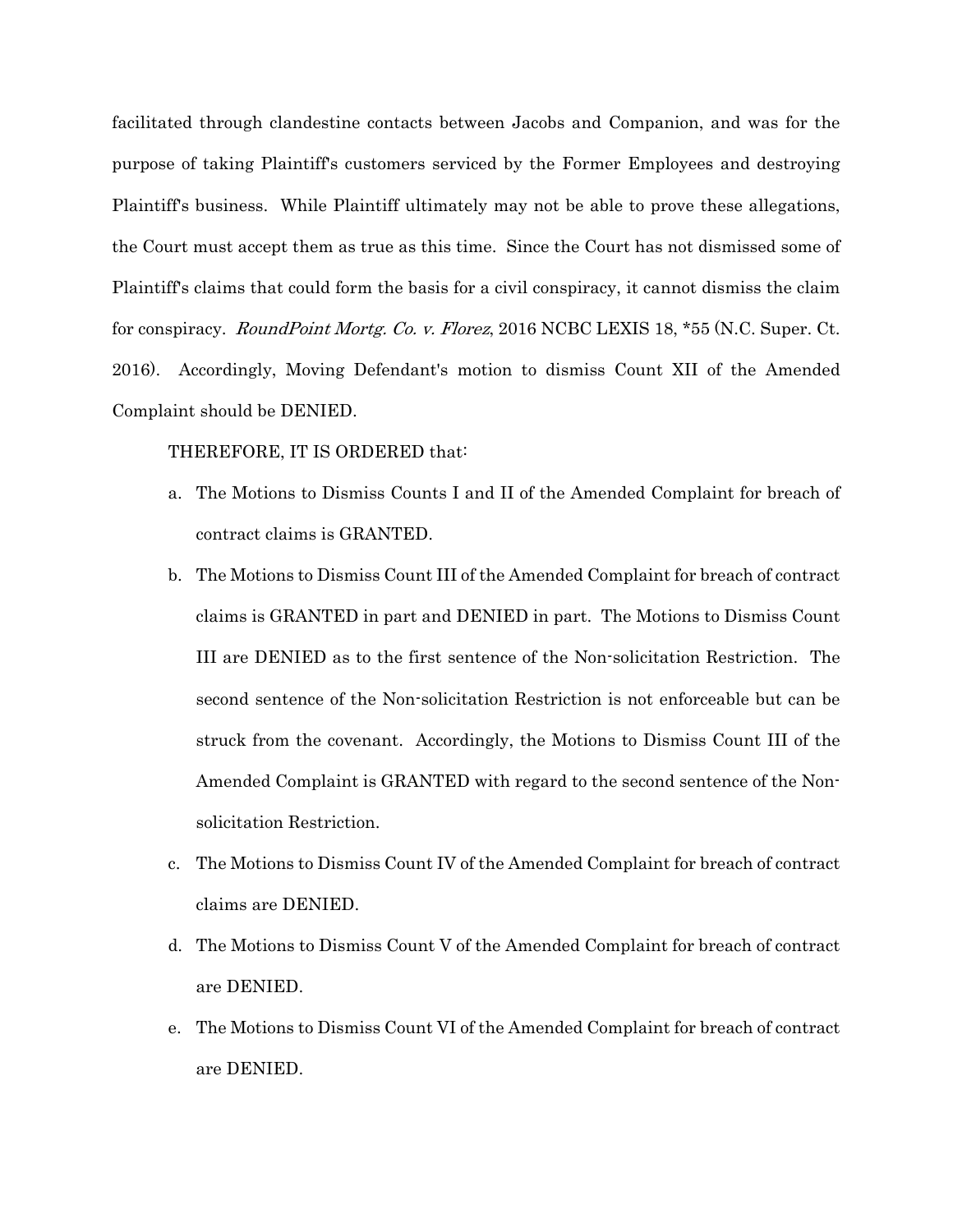facilitated through clandestine contacts between Jacobs and Companion, and was for the purpose of taking Plaintiff's customers serviced by the Former Employees and destroying Plaintiff's business. While Plaintiff ultimately may not be able to prove these allegations, the Court must accept them as true as this time. Since the Court has not dismissed some of Plaintiff's claims that could form the basis for a civil conspiracy, it cannot dismiss the claim for conspiracy. *RoundPoint Mortg. Co. v. Florez*, 2016 NCBC LEXIS 18, *55 (N.C. Super. Ct. 2016). Accordingly, Moving Defendant's motion to dismiss Count XII of the Amended Complaint should be DENIED.

THEREFORE, IT IS ORDERED that:

a. The Motions to Dismiss Counts I and II of the Amended Complaint for breach of contract claims is GRANTED.

b. The Motions to Dismiss Count III of the Amended Complaint for breach of contract claims is GRANTED in part and DENIED in part. The Motions to Dismiss Count III are DENIED as to the first sentence of the Non-solicitation Restriction. The second sentence of the Non-solicitation Restriction is not enforceable but can be struck from the covenant. Accordingly, the Motions to Dismiss Count III of the Amended Complaint is GRANTED with regard to the second sentence of the Non-solicitation Restriction.

c. The Motions to Dismiss Count IV of the Amended Complaint for breach of contract claims are DENIED.

d. The Motions to Dismiss Count V of the Amended Complaint for breach of contract are DENIED.

e. The Motions to Dismiss Count VI of the Amended Complaint for breach of contract are DENIED.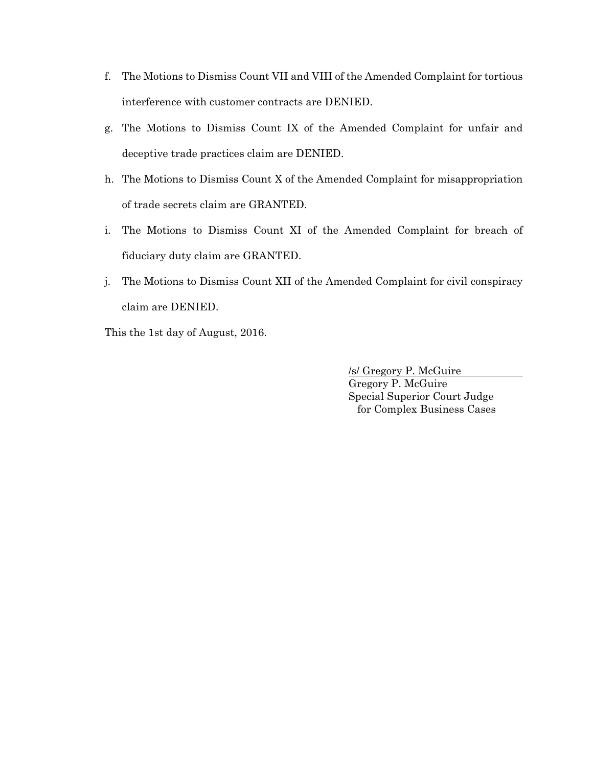f. The Motions to Dismiss Count VII and VIII of the Amended Complaint for tortious interference with customer contracts are DENIED.

g. The Motions to Dismiss Count IX of the Amended Complaint for unfair and deceptive trade practices claim are DENIED.

h. The Motions to Dismiss Count X of the Amended Complaint for misappropriation of trade secrets claim are GRANTED.

i. The Motions to Dismiss Count XI of the Amended Complaint for breach of fiduciary duty claim are GRANTED.

j. The Motions to Dismiss Count XII of the Amended Complaint for civil conspiracy claim are DENIED.

This the 1st day of August, 2016.

/s/ Gregory P. McGuire
Gregory P. McGuire
Special Superior Court Judge
for Complex Business Cases